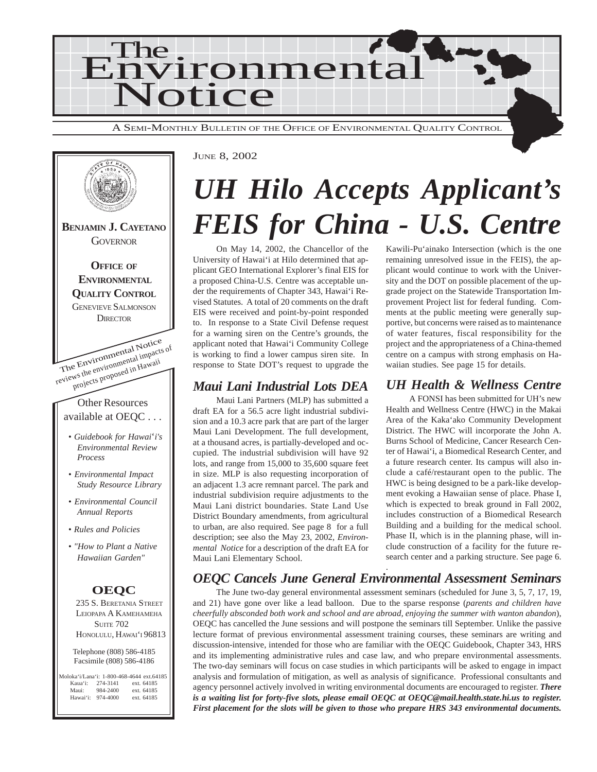# The Environmental Notice

A SEMI-MONTHLY BULLETIN OF THE OFFICE OF ENVIRONMENTAL QUALITY CONTROL

**BENJAMIN J. CAYETANO**
GOVERNOR

**OFFICE OF ENVIRONMENTAL QUALITY CONTROL**
GENEVIEVE SALMONSON
DIRECTOR

The Environmental Notice reviews the environmental impacts of projects proposed in Hawaii

Other Resources available at OEQC . . .

- *Guidebook for Hawai'i's Environmental Review Process*
- *Environmental Impact Study Resource Library*
- *Environmental Council Annual Reports*
- *Rules and Policies*
- *"How to Plant a Native Hawaiian Garden"*

**OEQC**
235 S. BERETANIA STREET
LEIOPAPA A KAMEHAMEHA
SUITE 702
HONOLULU, HAWAI'I 96813

Telephone (808) 586-4185
Facsimile (808) 586-4186

Moloka'i/Lana'i: 1-800-468-4644 ext.64185
Kaua'i: 274-3141 ext. 64185
Maui: 984-2400 ext. 64185
Hawai'i: 974-4000 ext. 64185

JUNE 8, 2002

# *UH Hilo Accepts Applicant's FEIS for China - U.S. Centre*

On May 14, 2002, the Chancellor of the University of Hawai'i at Hilo determined that applicant GEO International Explorer's final EIS for a proposed China-U.S. Centre was acceptable under the requirements of Chapter 343, Hawai'i Revised Statutes. A total of 20 comments on the draft EIS were received and point-by-point responded to. In response to a State Civil Defense request for a warning siren on the Centre's grounds, the applicant noted that Hawai'i Community College is working to find a lower campus siren site. In response to State DOT's request to upgrade the Kawili-Pu'ainako Intersection (which is the one remaining unresolved issue in the FEIS), the applicant would continue to work with the University and the DOT on possible placement of the upgrade project on the Statewide Transportation Improvement Project list for federal funding. Comments at the public meeting were generally supportive, but concerns were raised as to maintenance of water features, fiscal responsibility for the project and the appropriateness of a China-themed centre on a campus with strong emphasis on Hawaiian studies. See page 15 for details.

## *Maui Lani Industrial Lots DEA*

Maui Lani Partners (MLP) has submitted a draft EA for a 56.5 acre light industrial subdivision and a 10.3 acre park that are part of the larger Maui Lani Development. The full development, at a thousand acres, is partially-developed and occupied. The industrial subdivision will have 92 lots, and range from 15,000 to 35,600 square feet in size. MLP is also requesting incorporation of an adjacent 1.3 acre remnant parcel. The park and industrial subdivision require adjustments to the Maui Lani district boundaries. State Land Use District Boundary amendments, from agricultural to urban, are also required. See page 8 for a full description; see also the May 23, 2002, *Environmental Notice* for a description of the draft EA for Maui Lani Elementary School.

## *UH Health & Wellness Centre*

A FONSI has been submitted for UH's new Health and Wellness Centre (HWC) in the Makai Area of the Kaka'ako Community Development District. The HWC will incorporate the John A. Burns School of Medicine, Cancer Research Center of Hawai'i, a Biomedical Research Center, and a future research center. Its campus will also include a café/restaurant open to the public. The HWC is being designed to be a park-like development evoking a Hawaiian sense of place. Phase I, which is expected to break ground in Fall 2002, includes construction of a Biomedical Research Building and a building for the medical school. Phase II, which is in the planning phase, will include construction of a facility for the future research center and a parking structure. See page 6.

## *OEQC Cancels June General Environmental Assessment Seminars*

The June two-day general environmental assessment seminars (scheduled for June 3, 5, 7, 17, 19, and 21) have gone over like a lead balloon. Due to the sparse response (*parents and children have cheerfully absconded both work and school and are abroad, enjoying the summer with wanton abandon*), OEQC has cancelled the June sessions and will postpone the seminars till September. Unlike the passive lecture format of previous environmental assessment training courses, these seminars are writing and discussion-intensive, intended for those who are familiar with the OEQC Guidebook, Chapter 343, HRS and its implementing administrative rules and case law, and who prepare environmental assessments. The two-day seminars will focus on case studies in which participants will be asked to engage in impact analysis and formulation of mitigation, as well as analysis of significance. Professional consultants and agency personnel actively involved in writing environmental documents are encouraged to register. ***There is a waiting list for forty-five slots, please email OEQC at OEQC@mail.health.state.hi.us to register. First placement for the slots will be given to those who prepare HRS 343 environmental documents.***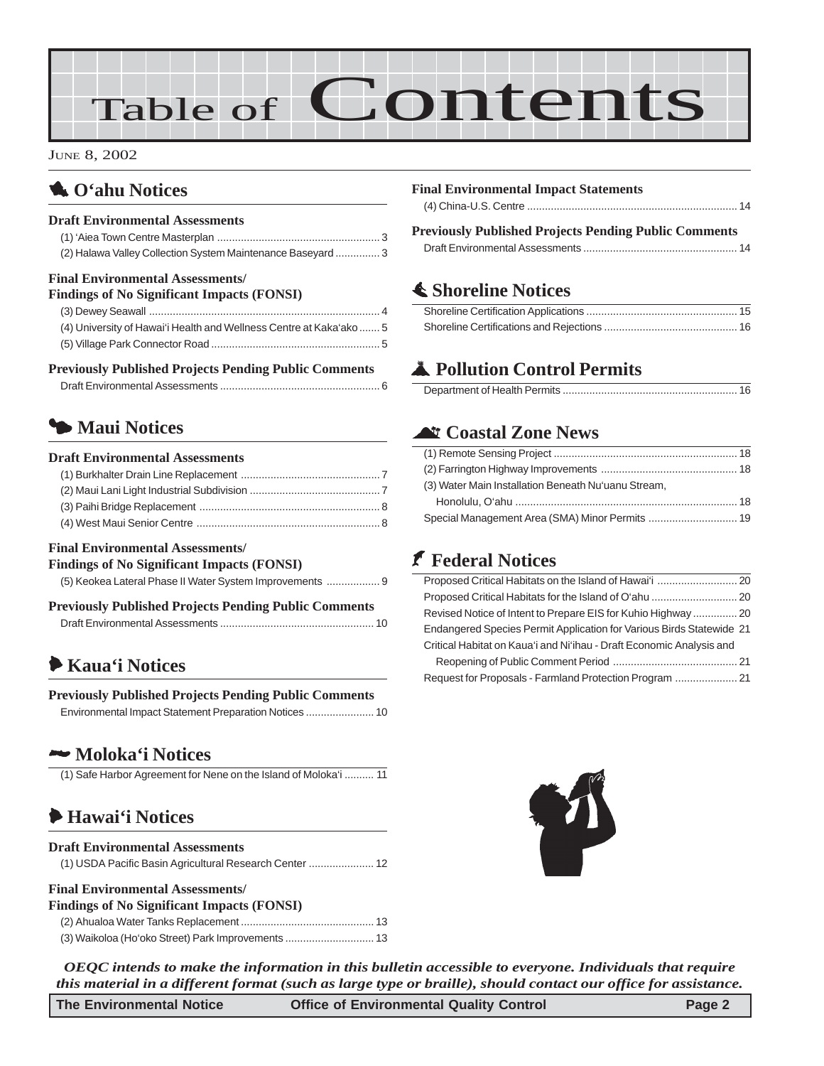# Table of Contents

June 8, 2002

## O'ahu Notices

### Draft Environmental Assessments

(1) 'Aiea Town Centre Masterplan ...... 3
(2) Halawa Valley Collection System Maintenance Baseyard ...... 3

### Final Environmental Assessments/ Findings of No Significant Impacts (FONSI)

(3) Dewey Seawall ...... 4
(4) University of Hawai'i Health and Wellness Centre at Kaka'ako ...... 5
(5) Village Park Connector Road ...... 5

### Previously Published Projects Pending Public Comments

Draft Environmental Assessments ...... 6

## Maui Notices

### Draft Environmental Assessments

(1) Burkhalter Drain Line Replacement ...... 7
(2) Maui Lani Light Industrial Subdivision ...... 7
(3) Paihi Bridge Replacement ...... 8
(4) West Maui Senior Centre ...... 8

### Final Environmental Assessments/ Findings of No Significant Impacts (FONSI)

(5) Keokea Lateral Phase II Water System Improvements ...... 9

### Previously Published Projects Pending Public Comments

Draft Environmental Assessments ...... 10

## Kaua'i Notices

### Previously Published Projects Pending Public Comments

Environmental Impact Statement Preparation Notices ...... 10

## Moloka'i Notices

(1) Safe Harbor Agreement for Nene on the Island of Moloka'i ...... 11

## Hawai'i Notices

### Draft Environmental Assessments

(1) USDA Pacific Basin Agricultural Research Center ...... 12

### Final Environmental Assessments/ Findings of No Significant Impacts (FONSI)

(2) Ahualoa Water Tanks Replacement ...... 13
(3) Waikoloa (Ho'oko Street) Park Improvements ...... 13

### Final Environmental Impact Statements

(4) China-U.S. Centre ...... 14

### Previously Published Projects Pending Public Comments

Draft Environmental Assessments ...... 14

## Shoreline Notices

Shoreline Certification Applications ...... 15
Shoreline Certifications and Rejections ...... 16

## Pollution Control Permits

Department of Health Permits ...... 16

## Coastal Zone News

(1) Remote Sensing Project ...... 18
(2) Farrington Highway Improvements ...... 18
(3) Water Main Installation Beneath Nu'uanu Stream, Honolulu, O'ahu ...... 18
Special Management Area (SMA) Minor Permits ...... 19

## Federal Notices

Proposed Critical Habitats on the Island of Hawai'i ...... 20
Proposed Critical Habitats for the Island of O'ahu ...... 20
Revised Notice of Intent to Prepare EIS for Kuhio Highway ...... 20
Endangered Species Permit Application for Various Birds Statewide ...... 21
Critical Habitat on Kaua'i and Ni'ihau - Draft Economic Analysis and Reopening of Public Comment Period ...... 21
Request for Proposals - Farmland Protection Program ...... 21

*OEQC intends to make the information in this bulletin accessible to everyone. Individuals that require this material in a different format (such as large type or braille), should contact our office for assistance.*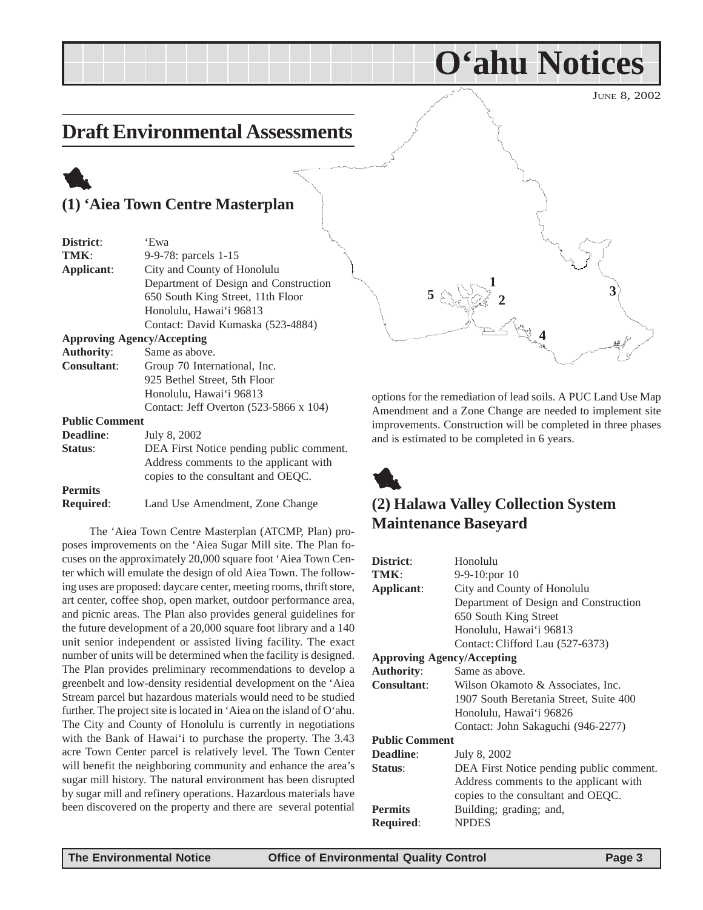# O'ahu Notices

JUNE 8, 2002

## Draft Environmental Assessments

### (1) 'Aiea Town Centre Masterplan

**District**: 'Ewa
**TMK**: 9-9-78: parcels 1-15
**Applicant**: City and County of Honolulu
Department of Design and Construction
650 South King Street, 11th Floor
Honolulu, Hawai'i 96813
Contact: David Kumaska (523-4884)

**Approving Agency/Accepting**
**Authority**: Same as above.
**Consultant**: Group 70 International, Inc.
925 Bethel Street, 5th Floor
Honolulu, Hawai'i 96813
Contact: Jeff Overton (523-5866 x 104)

**Public Comment**
**Deadline**: July 8, 2002
**Status**: DEA First Notice pending public comment. Address comments to the applicant with copies to the consultant and OEQC.

**Permits**
**Required**: Land Use Amendment, Zone Change

The 'Aiea Town Centre Masterplan (ATCMP, Plan) proposes improvements on the 'Aiea Sugar Mill site. The Plan focuses on the approximately 20,000 square foot 'Aiea Town Center which will emulate the design of old Aiea Town. The following uses are proposed: daycare center, meeting rooms, thrift store, art center, coffee shop, open market, outdoor performance area, and picnic areas. The Plan also provides general guidelines for the future development of a 20,000 square foot library and a 140 unit senior independent or assisted living facility. The exact number of units will be determined when the facility is designed. The Plan provides preliminary recommendations to develop a greenbelt and low-density residential development on the 'Aiea Stream parcel but hazardous materials would need to be studied further. The project site is located in 'Aiea on the island of O'ahu. The City and County of Honolulu is currently in negotiations with the Bank of Hawai'i to purchase the property. The 3.43 acre Town Center parcel is relatively level. The Town Center will benefit the neighboring community and enhance the area's sugar mill history. The natural environment has been disrupted by sugar mill and refinery operations. Hazardous materials have been discovered on the property and there are several potential options for the remediation of lead soils. A PUC Land Use Map Amendment and a Zone Change are needed to implement site improvements. Construction will be completed in three phases and is estimated to be completed in 6 years.

### (2) Halawa Valley Collection System Maintenance Baseyard

**District**: Honolulu
**TMK**: 9-9-10:por 10
**Applicant**: City and County of Honolulu
Department of Design and Construction
650 South King Street
Honolulu, Hawai'i 96813
Contact: Clifford Lau (527-6373)

**Approving Agency/Accepting**
**Authority**: Same as above.
**Consultant**: Wilson Okamoto & Associates, Inc.
1907 South Beretania Street, Suite 400
Honolulu, Hawai'i 96826
Contact: John Sakaguchi (946-2277)

**Public Comment**
**Deadline**: July 8, 2002
**Status**: DEA First Notice pending public comment. Address comments to the applicant with copies to the consultant and OEQC.

**Permits**
**Required**: Building; grading; and, NPDES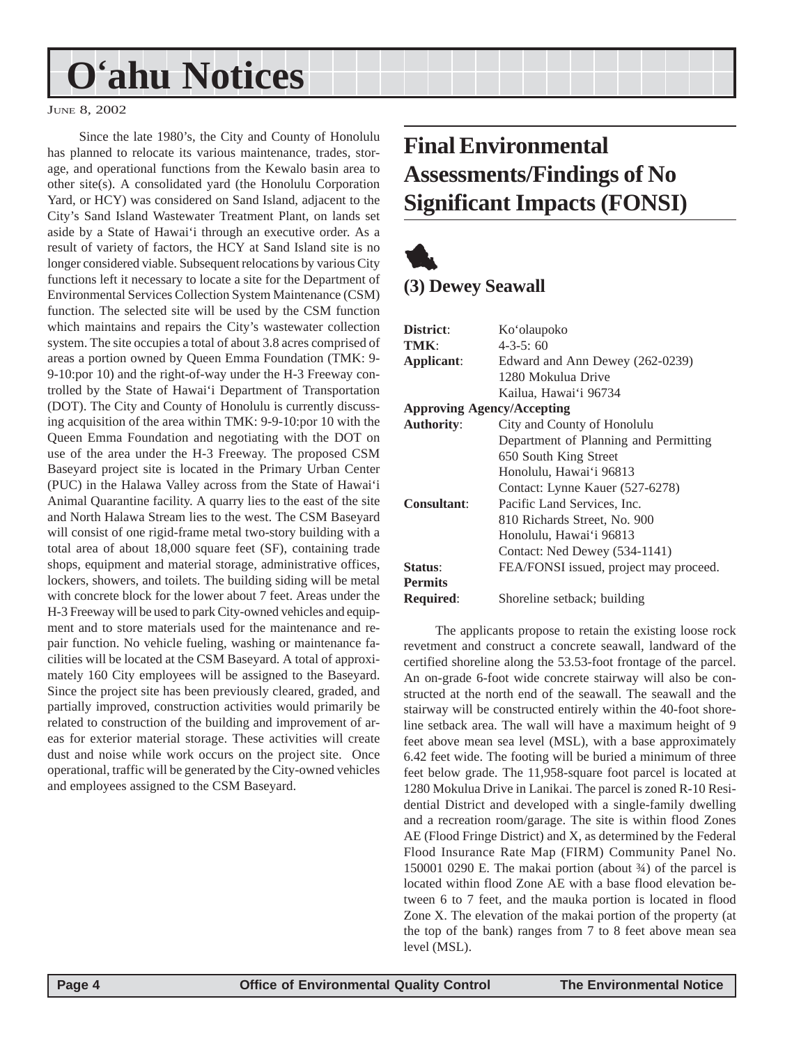Since the late 1980's, the City and County of Honolulu has planned to relocate its various maintenance, trades, storage, and operational functions from the Kewalo basin area to other site(s). A consolidated yard (the Honolulu Corporation Yard, or HCY) was considered on Sand Island, adjacent to the City's Sand Island Wastewater Treatment Plant, on lands set aside by a State of Hawai'i through an executive order. As a result of variety of factors, the HCY at Sand Island site is no longer considered viable. Subsequent relocations by various City functions left it necessary to locate a site for the Department of Environmental Services Collection System Maintenance (CSM) function. The selected site will be used by the CSM function which maintains and repairs the City's wastewater collection system. The site occupies a total of about 3.8 acres comprised of areas a portion owned by Queen Emma Foundation (TMK: 9-9-10:por 10) and the right-of-way under the H-3 Freeway controlled by the State of Hawai'i Department of Transportation (DOT). The City and County of Honolulu is currently discussing acquisition of the area within TMK: 9-9-10:por 10 with the Queen Emma Foundation and negotiating with the DOT on use of the area under the H-3 Freeway. The proposed CSM Baseyard project site is located in the Primary Urban Center (PUC) in the Halawa Valley across from the State of Hawai'i Animal Quarantine facility. A quarry lies to the east of the site and North Halawa Stream lies to the west. The CSM Baseyard will consist of one rigid-frame metal two-story building with a total area of about 18,000 square feet (SF), containing trade shops, equipment and material storage, administrative offices, lockers, showers, and toilets. The building siding will be metal with concrete block for the lower about 7 feet. Areas under the H-3 Freeway will be used to park City-owned vehicles and equipment and to store materials used for the maintenance and repair function. No vehicle fueling, washing or maintenance facilities will be located at the CSM Baseyard. A total of approximately 160 City employees will be assigned to the Baseyard. Since the project site has been previously cleared, graded, and partially improved, construction activities would primarily be related to construction of the building and improvement of areas for exterior material storage. These activities will create dust and noise while work occurs on the project site. Once operational, traffic will be generated by the City-owned vehicles and employees assigned to the CSM Baseyard.

## Final Environmental Assessments/Findings of No Significant Impacts (FONSI)

### (3) Dewey Seawall

**District**: Ko'olaupoko
**TMK**: 4-3-5: 60
**Applicant**: Edward and Ann Dewey (262-0239)
1280 Mokulua Drive
Kailua, Hawai'i 96734
**Approving Agency/Accepting Authority**: City and County of Honolulu
Department of Planning and Permitting
650 South King Street
Honolulu, Hawai'i 96813
Contact: Lynne Kauer (527-6278)
**Consultant**: Pacific Land Services, Inc.
810 Richards Street, No. 900
Honolulu, Hawai'i 96813
Contact: Ned Dewey (534-1141)
**Status**: FEA/FONSI issued, project may proceed.
**Permits Required**: Shoreline setback; building

The applicants propose to retain the existing loose rock revetment and construct a concrete seawall, landward of the certified shoreline along the 53.53-foot frontage of the parcel. An on-grade 6-foot wide concrete stairway will also be constructed at the north end of the seawall. The seawall and the stairway will be constructed entirely within the 40-foot shoreline setback area. The wall will have a maximum height of 9 feet above mean sea level (MSL), with a base approximately 6.42 feet wide. The footing will be buried a minimum of three feet below grade. The 11,958-square foot parcel is located at 1280 Mokulua Drive in Lanikai. The parcel is zoned R-10 Residential District and developed with a single-family dwelling and a recreation room/garage. The site is within flood Zones AE (Flood Fringe District) and X, as determined by the Federal Flood Insurance Rate Map (FIRM) Community Panel No. 150001 0290 E. The makai portion (about ¾) of the parcel is located within flood Zone AE with a base flood elevation between 6 to 7 feet, and the mauka portion is located in flood Zone X. The elevation of the makai portion of the property (at the top of the bank) ranges from 7 to 8 feet above mean sea level (MSL).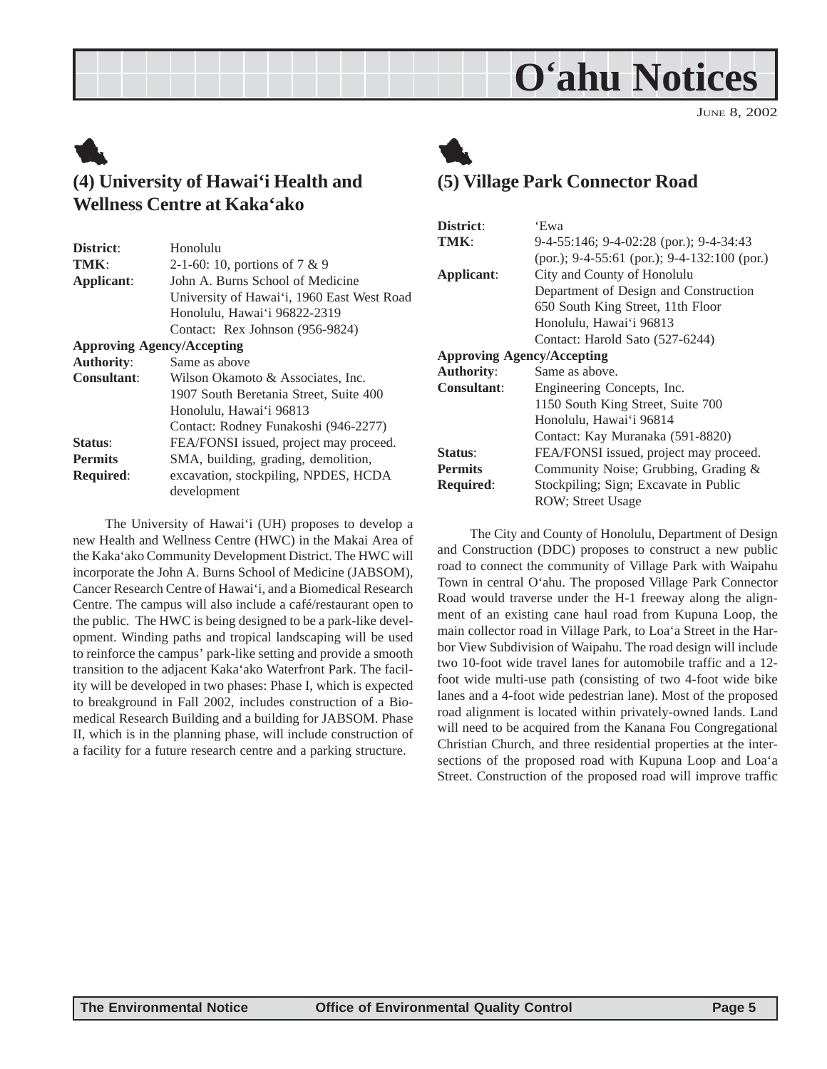## (4) University of Hawai'i Health and Wellness Centre at Kaka'ako

| | |
|---|---|
| **District**: | Honolulu |
| **TMK**: | 2-1-60: 10, portions of 7 & 9 |
| **Applicant**: | John A. Burns School of Medicine<br>University of Hawai'i, 1960 East West Road<br>Honolulu, Hawai'i 96822-2319<br>Contact: Rex Johnson (956-9824) |
| **Approving Agency/Accepting Authority**: | Same as above |
| **Consultant**: | Wilson Okamoto & Associates, Inc.<br>1907 South Beretania Street, Suite 400<br>Honolulu, Hawai'i 96813<br>Contact: Rodney Funakoshi (946-2277) |
| **Status**: | FEA/FONSI issued, project may proceed. |
| **Permits Required**: | SMA, building, grading, demolition, excavation, stockpiling, NPDES, HCDA development |

The University of Hawai'i (UH) proposes to develop a new Health and Wellness Centre (HWC) in the Makai Area of the Kaka'ako Community Development District. The HWC will incorporate the John A. Burns School of Medicine (JABSOM), Cancer Research Centre of Hawai'i, and a Biomedical Research Centre. The campus will also include a café/restaurant open to the public. The HWC is being designed to be a park-like development. Winding paths and tropical landscaping will be used to reinforce the campus' park-like setting and provide a smooth transition to the adjacent Kaka'ako Waterfront Park. The facility will be developed in two phases: Phase I, which is expected to breakground in Fall 2002, includes construction of a Biomedical Research Building and a building for JABSOM. Phase II, which is in the planning phase, will include construction of a facility for a future research centre and a parking structure.

## (5) Village Park Connector Road

| | |
|---|---|
| **District**: | 'Ewa |
| **TMK**: | 9-4-55:146; 9-4-02:28 (por.); 9-4-34:43 (por.); 9-4-55:61 (por.); 9-4-132:100 (por.) |
| **Applicant**: | City and County of Honolulu<br>Department of Design and Construction<br>650 South King Street, 11th Floor<br>Honolulu, Hawai'i 96813<br>Contact: Harold Sato (527-6244) |
| **Approving Agency/Accepting Authority**: | Same as above. |
| **Consultant**: | Engineering Concepts, Inc.<br>1150 South King Street, Suite 700<br>Honolulu, Hawai'i 96814<br>Contact: Kay Muranaka (591-8820) |
| **Status**: | FEA/FONSI issued, project may proceed. |
| **Permits Required**: | Community Noise; Grubbing, Grading & Stockpiling; Sign; Excavate in Public ROW; Street Usage |

The City and County of Honolulu, Department of Design and Construction (DDC) proposes to construct a new public road to connect the community of Village Park with Waipahu Town in central O'ahu. The proposed Village Park Connector Road would traverse under the H-1 freeway along the alignment of an existing cane haul road from Kupuna Loop, the main collector road in Village Park, to Loa'a Street in the Harbor View Subdivision of Waipahu. The road design will include two 10-foot wide travel lanes for automobile traffic and a 12-foot wide multi-use path (consisting of two 4-foot wide bike lanes and a 4-foot wide pedestrian lane). Most of the proposed road alignment is located within privately-owned lands. Land will need to be acquired from the Kanana Fou Congregational Christian Church, and three residential properties at the intersections of the proposed road with Kupuna Loop and Loa'a Street. Construction of the proposed road will improve traffic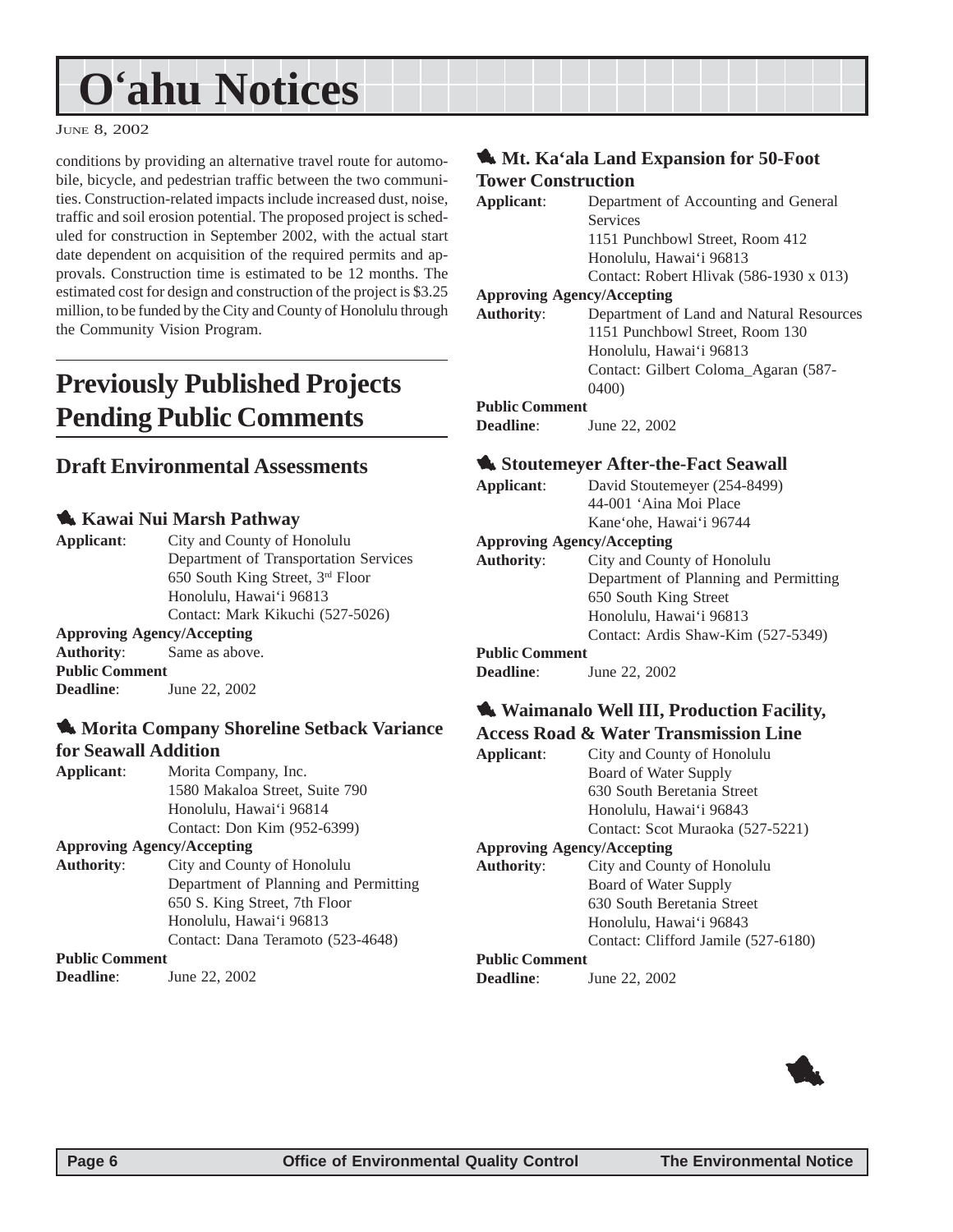# O'ahu Notices

June 8, 2002

conditions by providing an alternative travel route for automobile, bicycle, and pedestrian traffic between the two communities. Construction-related impacts include increased dust, noise, traffic and soil erosion potential. The proposed project is scheduled for construction in September 2002, with the actual start date dependent on acquisition of the required permits and approvals. Construction time is estimated to be 12 months. The estimated cost for design and construction of the project is $3.25 million, to be funded by the City and County of Honolulu through the Community Vision Program.

## Previously Published Projects Pending Public Comments

### Draft Environmental Assessments

#### Kawai Nui Marsh Pathway

**Applicant**: City and County of Honolulu
Department of Transportation Services
650 South King Street, 3rd Floor
Honolulu, Hawai'i 96813
Contact: Mark Kikuchi (527-5026)

**Approving Agency/Accepting Authority**: Same as above.

**Public Comment Deadline**: June 22, 2002

#### Morita Company Shoreline Setback Variance for Seawall Addition

**Applicant**: Morita Company, Inc.
1580 Makaloa Street, Suite 790
Honolulu, Hawai'i 96814
Contact: Don Kim (952-6399)

**Approving Agency/Accepting Authority**: City and County of Honolulu
Department of Planning and Permitting
650 S. King Street, 7th Floor
Honolulu, Hawai'i 96813
Contact: Dana Teramoto (523-4648)

**Public Comment Deadline**: June 22, 2002

#### Mt. Ka'ala Land Expansion for 50-Foot Tower Construction

**Applicant**: Department of Accounting and General Services
1151 Punchbowl Street, Room 412
Honolulu, Hawai'i 96813
Contact: Robert Hlivak (586-1930 x 013)

**Approving Agency/Accepting Authority**: Department of Land and Natural Resources
1151 Punchbowl Street, Room 130
Honolulu, Hawai'i 96813
Contact: Gilbert Coloma_Agaran (587-0400)

**Public Comment Deadline**: June 22, 2002

#### Stoutemeyer After-the-Fact Seawall

**Applicant**: David Stoutemeyer (254-8499)
44-001 'Aina Moi Place
Kane'ohe, Hawai'i 96744

**Approving Agency/Accepting Authority**: City and County of Honolulu
Department of Planning and Permitting
650 South King Street
Honolulu, Hawai'i 96813
Contact: Ardis Shaw-Kim (527-5349)

**Public Comment Deadline**: June 22, 2002

#### Waimanalo Well III, Production Facility, Access Road & Water Transmission Line

**Applicant**: City and County of Honolulu
Board of Water Supply
630 South Beretania Street
Honolulu, Hawai'i 96843
Contact: Scot Muraoka (527-5221)

**Approving Agency/Accepting Authority**: City and County of Honolulu
Board of Water Supply
630 South Beretania Street
Honolulu, Hawai'i 96843
Contact: Clifford Jamile (527-6180)

**Public Comment Deadline**: June 22, 2002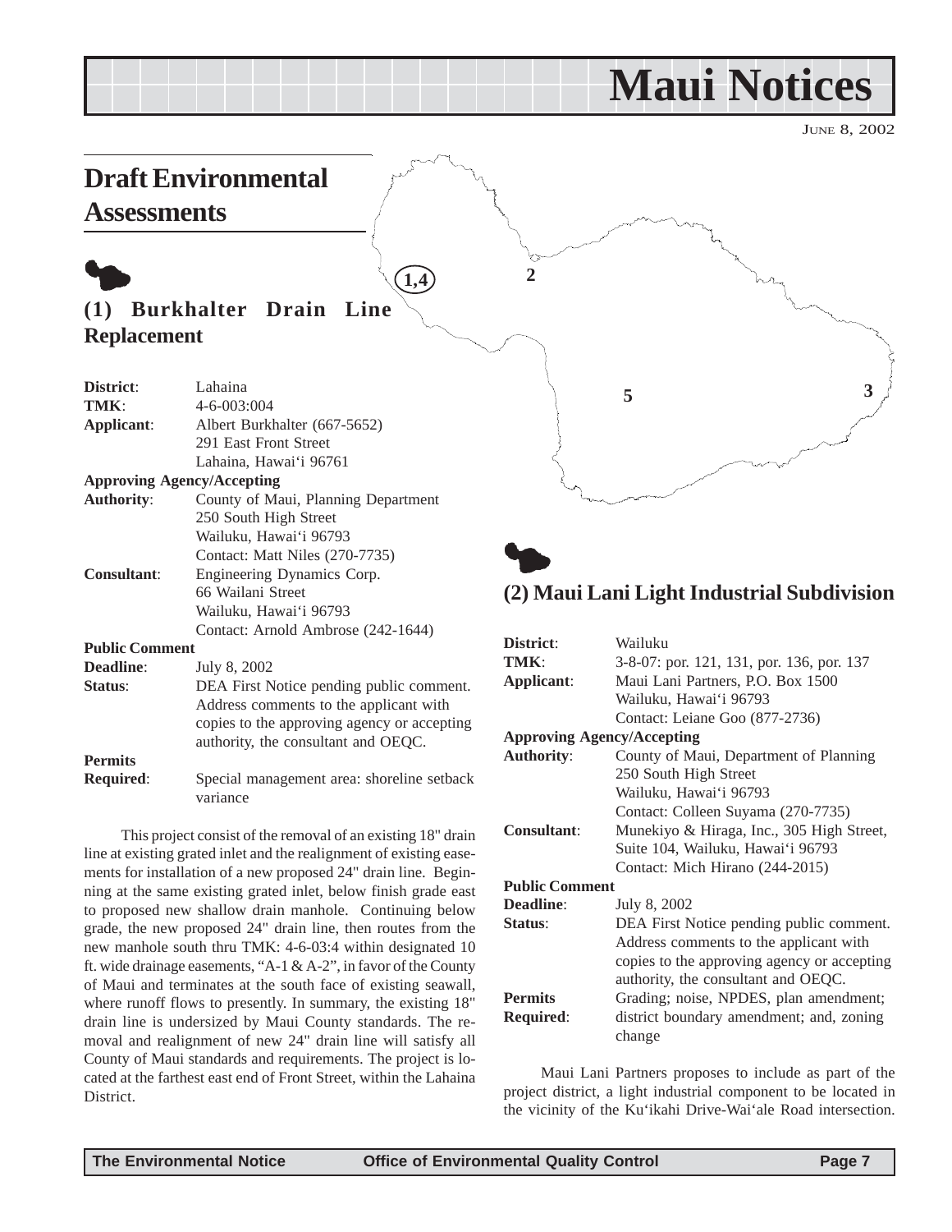# Maui Notices

JUNE 8, 2002

## Draft Environmental Assessments

### (1) Burkhalter Drain Line Replacement

**District**: Lahaina
**TMK**: 4-6-003:004
**Applicant**: Albert Burkhalter (667-5652)
291 East Front Street
Lahaina, Hawai'i 96761
**Approving Agency/Accepting Authority**: County of Maui, Planning Department
250 South High Street
Wailuku, Hawai'i 96793
Contact: Matt Niles (270-7735)
**Consultant**: Engineering Dynamics Corp.
66 Wailani Street
Wailuku, Hawai'i 96793
Contact: Arnold Ambrose (242-1644)
**Public Comment Deadline**: July 8, 2002
**Status**: DEA First Notice pending public comment. Address comments to the applicant with copies to the approving agency or accepting authority, the consultant and OEQC.
**Permits Required**: Special management area: shoreline setback variance

This project consist of the removal of an existing 18" drain line at existing grated inlet and the realignment of existing easements for installation of a new proposed 24" drain line. Beginning at the same existing grated inlet, below finish grade east to proposed new shallow drain manhole. Continuing below grade, the new proposed 24" drain line, then routes from the new manhole south thru TMK: 4-6-03:4 within designated 10 ft. wide drainage easements, "A-1 & A-2", in favor of the County of Maui and terminates at the south face of existing seawall, where runoff flows to presently. In summary, the existing 18" drain line is undersized by Maui County standards. The removal and realignment of new 24" drain line will satisfy all County of Maui standards and requirements. The project is located at the farthest east end of Front Street, within the Lahaina District.

### (2) Maui Lani Light Industrial Subdivision

**District**: Wailuku
**TMK**: 3-8-07: por. 121, 131, por. 136, por. 137
**Applicant**: Maui Lani Partners, P.O. Box 1500
Wailuku, Hawai'i 96793
Contact: Leiane Goo (877-2736)
**Approving Agency/Accepting Authority**: County of Maui, Department of Planning
250 South High Street
Wailuku, Hawai'i 96793
Contact: Colleen Suyama (270-7735)
**Consultant**: Munekiyo & Hiraga, Inc., 305 High Street, Suite 104, Wailuku, Hawai'i 96793
Contact: Mich Hirano (244-2015)
**Public Comment Deadline**: July 8, 2002
**Status**: DEA First Notice pending public comment. Address comments to the applicant with copies to the approving agency or accepting authority, the consultant and OEQC.
**Permits Required**: Grading; noise, NPDES, plan amendment; district boundary amendment; and, zoning change

Maui Lani Partners proposes to include as part of the project district, a light industrial component to be located in the vicinity of the Ku'ikahi Drive-Wai'ale Road intersection.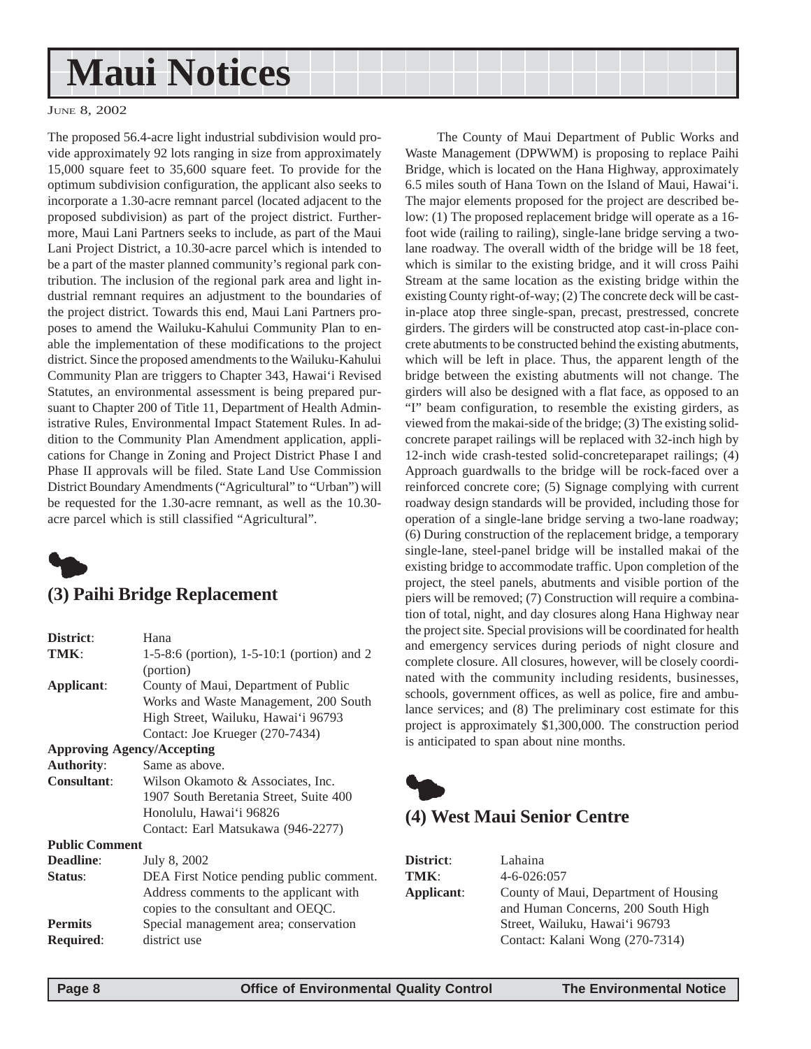# Maui Notices

The proposed 56.4-acre light industrial subdivision would provide approximately 92 lots ranging in size from approximately 15,000 square feet to 35,600 square feet. To provide for the optimum subdivision configuration, the applicant also seeks to incorporate a 1.30-acre remnant parcel (located adjacent to the proposed subdivision) as part of the project district. Furthermore, Maui Lani Partners seeks to include, as part of the Maui Lani Project District, a 10.30-acre parcel which is intended to be a part of the master planned community's regional park contribution. The inclusion of the regional park area and light industrial remnant requires an adjustment to the boundaries of the project district. Towards this end, Maui Lani Partners proposes to amend the Wailuku-Kahului Community Plan to enable the implementation of these modifications to the project district. Since the proposed amendments to the Wailuku-Kahului Community Plan are triggers to Chapter 343, Hawai'i Revised Statutes, an environmental assessment is being prepared pursuant to Chapter 200 of Title 11, Department of Health Administrative Rules, Environmental Impact Statement Rules. In addition to the Community Plan Amendment application, applications for Change in Zoning and Project District Phase I and Phase II approvals will be filed. State Land Use Commission District Boundary Amendments ("Agricultural" to "Urban") will be requested for the 1.30-acre remnant, as well as the 10.30-acre parcel which is still classified "Agricultural".

## (3) Paihi Bridge Replacement

**District**: Hana
**TMK**: 1-5-8:6 (portion), 1-5-10:1 (portion) and 2 (portion)
**Applicant**: County of Maui, Department of Public Works and Waste Management, 200 South High Street, Wailuku, Hawai'i 96793
Contact: Joe Krueger (270-7434)
**Approving Agency/Accepting Authority**: Same as above.
**Consultant**: Wilson Okamoto & Associates, Inc. 1907 South Beretania Street, Suite 400 Honolulu, Hawai'i 96826
Contact: Earl Matsukawa (946-2277)
**Public Comment Deadline**: July 8, 2002
**Status**: DEA First Notice pending public comment. Address comments to the applicant with copies to the consultant and OEQC.
**Permits Required**: Special management area; conservation district use

The County of Maui Department of Public Works and Waste Management (DPWWM) is proposing to replace Paihi Bridge, which is located on the Hana Highway, approximately 6.5 miles south of Hana Town on the Island of Maui, Hawai'i. The major elements proposed for the project are described below: (1) The proposed replacement bridge will operate as a 16-foot wide (railing to railing), single-lane bridge serving a two-lane roadway. The overall width of the bridge will be 18 feet, which is similar to the existing bridge, and it will cross Paihi Stream at the same location as the existing bridge within the existing County right-of-way; (2) The concrete deck will be cast-in-place atop three single-span, precast, prestressed, concrete girders. The girders will be constructed atop cast-in-place concrete abutments to be constructed behind the existing abutments, which will be left in place. Thus, the apparent length of the bridge between the existing abutments will not change. The girders will also be designed with a flat face, as opposed to an "I" beam configuration, to resemble the existing girders, as viewed from the makai-side of the bridge; (3) The existing solid-concrete parapet railings will be replaced with 32-inch high by 12-inch wide crash-tested solid-concreteparapet railings; (4) Approach guardwalls to the bridge will be rock-faced over a reinforced concrete core; (5) Signage complying with current roadway design standards will be provided, including those for operation of a single-lane bridge serving a two-lane roadway; (6) During construction of the replacement bridge, a temporary single-lane, steel-panel bridge will be installed makai of the existing bridge to accommodate traffic. Upon completion of the project, the steel panels, abutments and visible portion of the piers will be removed; (7) Construction will require a combination of total, night, and day closures along Hana Highway near the project site. Special provisions will be coordinated for health and emergency services during periods of night closure and complete closure. All closures, however, will be closely coordinated with the community including residents, businesses, schools, government offices, as well as police, fire and ambulance services; and (8) The preliminary cost estimate for this project is approximately $1,300,000. The construction period is anticipated to span about nine months.

## (4) West Maui Senior Centre

**District**: Lahaina
**TMK**: 4-6-026:057
**Applicant**: County of Maui, Department of Housing and Human Concerns, 200 South High Street, Wailuku, Hawai'i 96793
Contact: Kalani Wong (270-7314)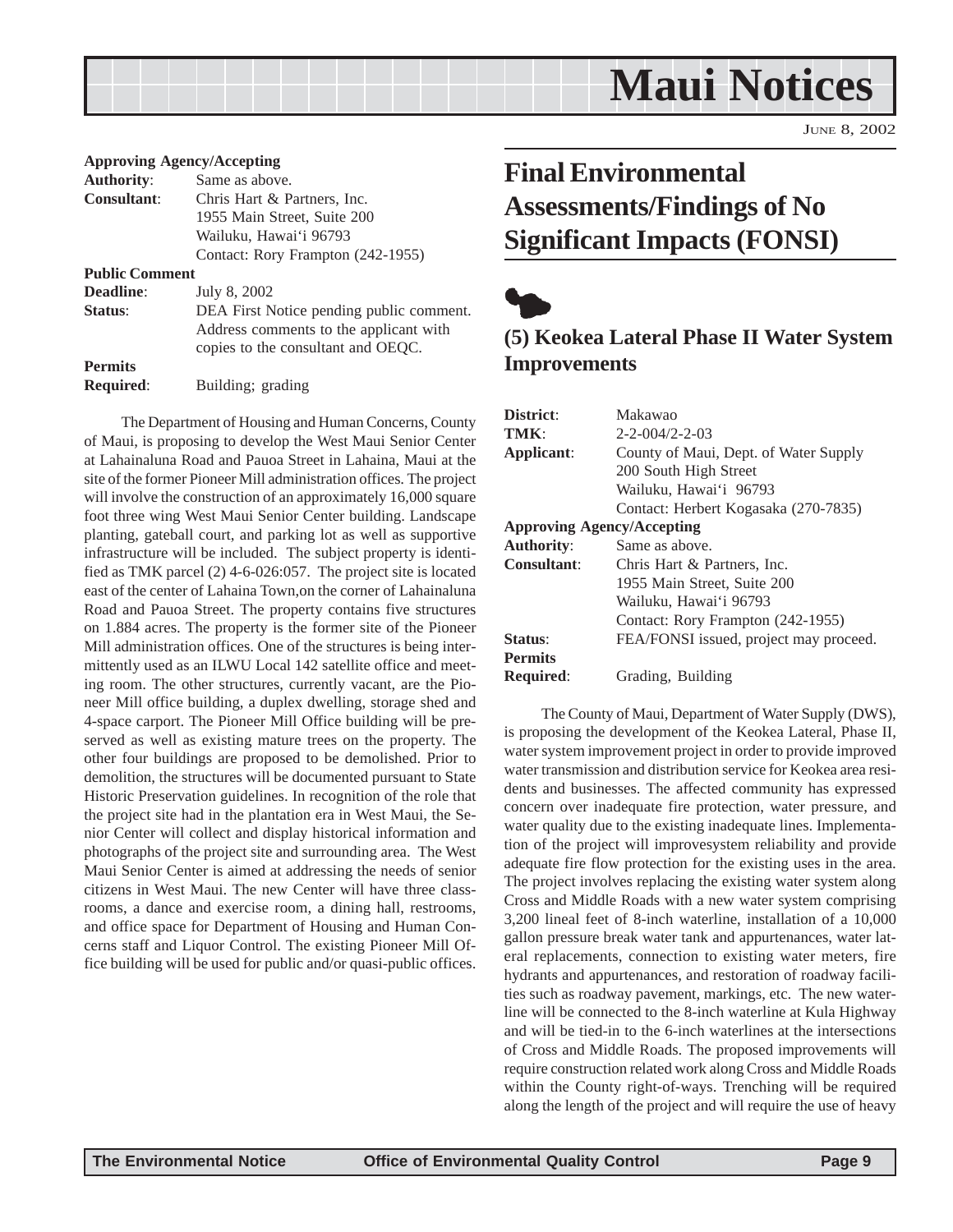**Approving Agency/Accepting**

| | |
|---|---|
| **Authority**: | Same as above. |
| **Consultant**: | Chris Hart & Partners, Inc.<br>1955 Main Street, Suite 200<br>Wailuku, Hawai'i 96793<br>Contact: Rory Frampton (242-1955) |

**Public Comment**

| | |
|---|---|
| **Deadline**: | July 8, 2002 |
| **Status**: | DEA First Notice pending public comment. Address comments to the applicant with copies to the consultant and OEQC. |

**Permits**

| | |
|---|---|
| **Required**: | Building; grading |

The Department of Housing and Human Concerns, County of Maui, is proposing to develop the West Maui Senior Center at Lahainaluna Road and Pauoa Street in Lahaina, Maui at the site of the former Pioneer Mill administration offices. The project will involve the construction of an approximately 16,000 square foot three wing West Maui Senior Center building. Landscape planting, gateball court, and parking lot as well as supportive infrastructure will be included. The subject property is identified as TMK parcel (2) 4-6-026:057. The project site is located east of the center of Lahaina Town,on the corner of Lahainaluna Road and Pauoa Street. The property contains five structures on 1.884 acres. The property is the former site of the Pioneer Mill administration offices. One of the structures is being intermittently used as an ILWU Local 142 satellite office and meeting room. The other structures, currently vacant, are the Pioneer Mill office building, a duplex dwelling, storage shed and 4-space carport. The Pioneer Mill Office building will be preserved as well as existing mature trees on the property. The other four buildings are proposed to be demolished. Prior to demolition, the structures will be documented pursuant to State Historic Preservation guidelines. In recognition of the role that the project site had in the plantation era in West Maui, the Senior Center will collect and display historical information and photographs of the project site and surrounding area. The West Maui Senior Center is aimed at addressing the needs of senior citizens in West Maui. The new Center will have three classrooms, a dance and exercise room, a dining hall, restrooms, and office space for Department of Housing and Human Concerns staff and Liquor Control. The existing Pioneer Mill Office building will be used for public and/or quasi-public offices.

# Final Environmental Assessments/Findings of No Significant Impacts (FONSI)

## (5) Keokea Lateral Phase II Water System Improvements

| | |
|---|---|
| **District**: | Makawao |
| **TMK**: | 2-2-004/2-2-03 |
| **Applicant**: | County of Maui, Dept. of Water Supply<br>200 South High Street<br>Wailuku, Hawai'i 96793<br>Contact: Herbert Kogasaka (270-7835) |

**Approving Agency/Accepting**

| | |
|---|---|
| **Authority**: | Same as above. |
| **Consultant**: | Chris Hart & Partners, Inc.<br>1955 Main Street, Suite 200<br>Wailuku, Hawai'i 96793<br>Contact: Rory Frampton (242-1955) |
| **Status**: | FEA/FONSI issued, project may proceed. |

**Permits**

| | |
|---|---|
| **Required**: | Grading, Building |

The County of Maui, Department of Water Supply (DWS), is proposing the development of the Keokea Lateral, Phase II, water system improvement project in order to provide improved water transmission and distribution service for Keokea area residents and businesses. The affected community has expressed concern over inadequate fire protection, water pressure, and water quality due to the existing inadequate lines. Implementation of the project will improvesystem reliability and provide adequate fire flow protection for the existing uses in the area. The project involves replacing the existing water system along Cross and Middle Roads with a new water system comprising 3,200 lineal feet of 8-inch waterline, installation of a 10,000 gallon pressure break water tank and appurtenances, water lateral replacements, connection to existing water meters, fire hydrants and appurtenances, and restoration of roadway facilities such as roadway pavement, markings, etc. The new waterline will be connected to the 8-inch waterline at Kula Highway and will be tied-in to the 6-inch waterlines at the intersections of Cross and Middle Roads. The proposed improvements will require construction related work along Cross and Middle Roads within the County right-of-ways. Trenching will be required along the length of the project and will require the use of heavy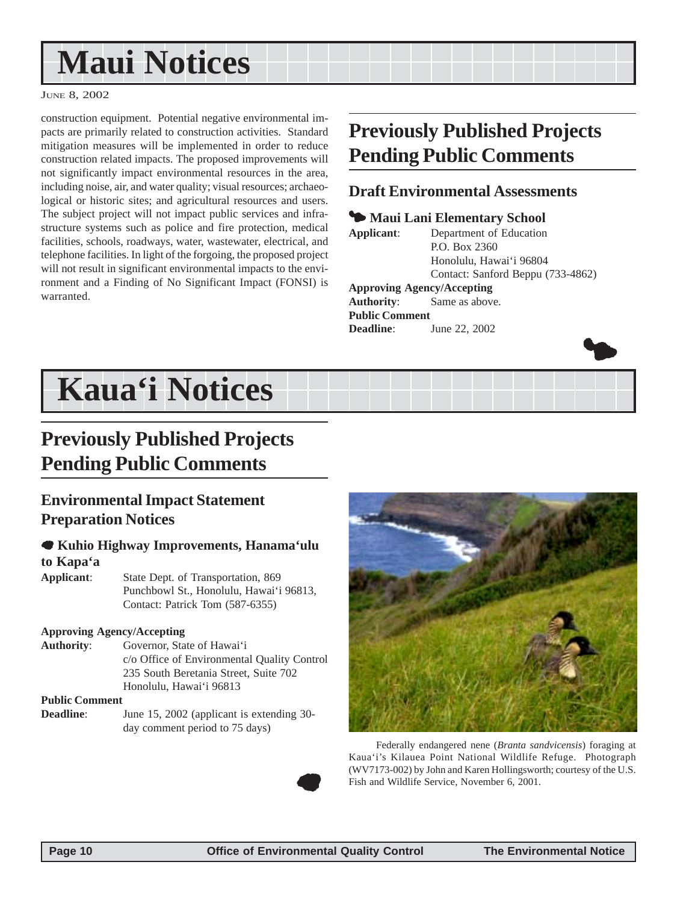# Maui Notices

construction equipment. Potential negative environmental impacts are primarily related to construction activities. Standard mitigation measures will be implemented in order to reduce construction related impacts. The proposed improvements will not significantly impact environmental resources in the area, including noise, air, and water quality; visual resources; archaeological or historic sites; and agricultural resources and users. The subject project will not impact public services and infrastructure systems such as police and fire protection, medical facilities, schools, roadways, water, wastewater, electrical, and telephone facilities. In light of the forgoing, the proposed project will not result in significant environmental impacts to the environment and a Finding of No Significant Impact (FONSI) is warranted.

## Previously Published Projects Pending Public Comments

### Draft Environmental Assessments

#### Maui Lani Elementary School

**Applicant**: Department of Education
P.O. Box 2360
Honolulu, Hawai'i 96804
Contact: Sanford Beppu (733-4862)

**Approving Agency/Accepting Authority**: Same as above.

**Public Comment Deadline**: June 22, 2002

# Kaua'i Notices

## Previously Published Projects Pending Public Comments

### Environmental Impact Statement Preparation Notices

#### Kuhio Highway Improvements, Hanama'ulu to Kapa'a

**Applicant**: State Dept. of Transportation, 869 Punchbowl St., Honolulu, Hawai'i 96813, Contact: Patrick Tom (587-6355)

**Approving Agency/Accepting Authority**: Governor, State of Hawai'i
c/o Office of Environmental Quality Control
235 South Beretania Street, Suite 702
Honolulu, Hawai'i 96813

**Public Comment Deadline**: June 15, 2002 (applicant is extending 30-day comment period to 75 days)

Federally endangered nene (*Branta sandvicensis*) foraging at Kaua'i's Kilauea Point National Wildlife Refuge. Photograph (WV7173-002) by John and Karen Hollingsworth; courtesy of the U.S. Fish and Wildlife Service, November 6, 2001.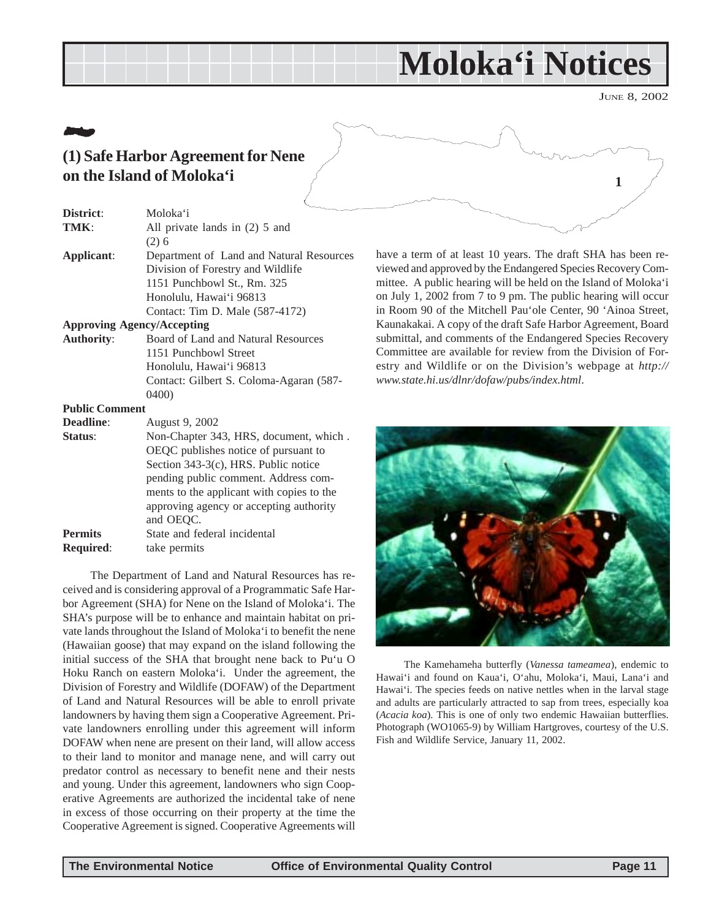# Moloka'i Notices

JUNE 8, 2002

## (1) Safe Harbor Agreement for Nene on the Island of Moloka'i

**District**: Moloka'i

**TMK**: All private lands in (2) 5 and (2) 6

**Applicant**: Department of Land and Natural Resources
Division of Forestry and Wildlife
1151 Punchbowl St., Rm. 325
Honolulu, Hawai'i 96813
Contact: Tim D. Male (587-4172)

**Approving Agency/Accepting Authority**: Board of Land and Natural Resources
1151 Punchbowl Street
Honolulu, Hawai'i 96813
Contact: Gilbert S. Coloma-Agaran (587-0400)

**Public Comment Deadline**: August 9, 2002

**Status**: Non-Chapter 343, HRS, document, which . OEQC publishes notice of pursuant to Section 343-3(c), HRS. Public notice pending public comment. Address comments to the applicant with copies to the approving agency or accepting authority and OEQC.

**Permits Required**: State and federal incidental take permits

The Department of Land and Natural Resources has received and is considering approval of a Programmatic Safe Harbor Agreement (SHA) for Nene on the Island of Moloka'i. The SHA's purpose will be to enhance and maintain habitat on private lands throughout the Island of Moloka'i to benefit the nene (Hawaiian goose) that may expand on the island following the initial success of the SHA that brought nene back to Pu'u O Hoku Ranch on eastern Moloka'i. Under the agreement, the Division of Forestry and Wildlife (DOFAW) of the Department of Land and Natural Resources will be able to enroll private landowners by having them sign a Cooperative Agreement. Private landowners enrolling under this agreement will inform DOFAW when nene are present on their land, will allow access to their land to monitor and manage nene, and will carry out predator control as necessary to benefit nene and their nests and young. Under this agreement, landowners who sign Cooperative Agreements are authorized the incidental take of nene in excess of those occurring on their property at the time the Cooperative Agreement is signed. Cooperative Agreements will have a term of at least 10 years. The draft SHA has been reviewed and approved by the Endangered Species Recovery Committee. A public hearing will be held on the Island of Moloka'i on July 1, 2002 from 7 to 9 pm. The public hearing will occur in Room 90 of the Mitchell Pau'ole Center, 90 'Ainoa Street, Kaunakakai. A copy of the draft Safe Harbor Agreement, Board submittal, and comments of the Endangered Species Recovery Committee are available for review from the Division of Forestry and Wildlife or on the Division's webpage at *http://www.state.hi.us/dlnr/dofaw/pubs/index.html*.

The Kamehameha butterfly (*Vanessa tameamea*), endemic to Hawai'i and found on Kaua'i, O'ahu, Moloka'i, Maui, Lana'i and Hawai'i. The species feeds on native nettles when in the larval stage and adults are particularly attracted to sap from trees, especially koa (*Acacia koa*). This is one of only two endemic Hawaiian butterflies. Photograph (WO1065-9) by William Hartgroves, courtesy of the U.S. Fish and Wildlife Service, January 11, 2002.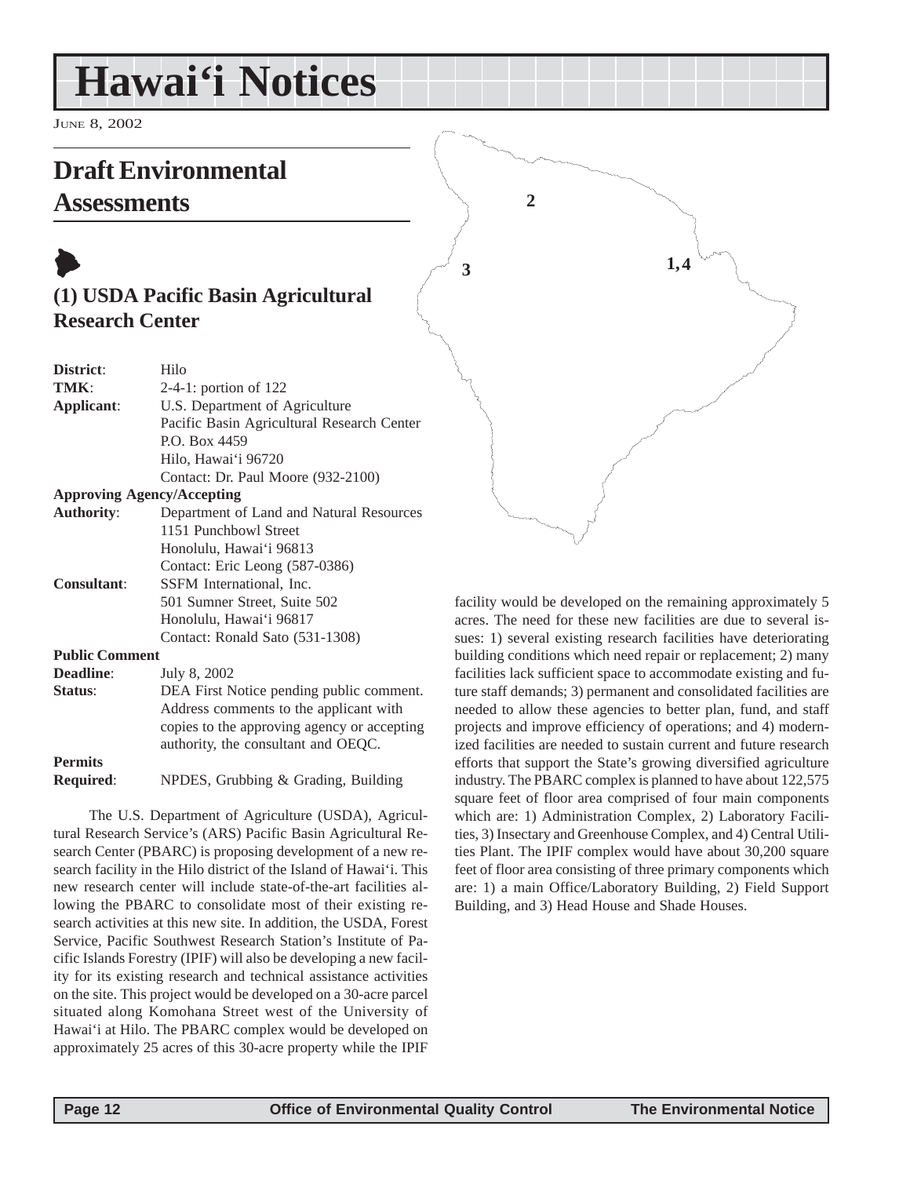# Hawai'i Notices

June 8, 2002

## Draft Environmental Assessments

### (1) USDA Pacific Basin Agricultural Research Center

| | |
|---|---|
| **District**: | Hilo |
| **TMK**: | 2-4-1: portion of 122 |
| **Applicant**: | U.S. Department of Agriculture<br>Pacific Basin Agricultural Research Center<br>P.O. Box 4459<br>Hilo, Hawai'i 96720<br>Contact: Dr. Paul Moore (932-2100) |
| **Approving Agency/Accepting Authority**: | Department of Land and Natural Resources<br>1151 Punchbowl Street<br>Honolulu, Hawai'i 96813<br>Contact: Eric Leong (587-0386) |
| **Consultant**: | SSFM International, Inc.<br>501 Sumner Street, Suite 502<br>Honolulu, Hawai'i 96817<br>Contact: Ronald Sato (531-1308) |
| **Public Comment Deadline**: | July 8, 2002 |
| **Status**: | DEA First Notice pending public comment. Address comments to the applicant with copies to the approving agency or accepting authority, the consultant and OEQC. |
| **Permits Required**: | NPDES, Grubbing & Grading, Building |

The U.S. Department of Agriculture (USDA), Agricultural Research Service's (ARS) Pacific Basin Agricultural Research Center (PBARC) is proposing development of a new research facility in the Hilo district of the Island of Hawai'i. This new research center will include state-of-the-art facilities allowing the PBARC to consolidate most of their existing research activities at this new site. In addition, the USDA, Forest Service, Pacific Southwest Research Station's Institute of Pacific Islands Forestry (IPIF) will also be developing a new facility for its existing research and technical assistance activities on the site. This project would be developed on a 30-acre parcel situated along Komohana Street west of the University of Hawai'i at Hilo. The PBARC complex would be developed on approximately 25 acres of this 30-acre property while the IPIF facility would be developed on the remaining approximately 5 acres. The need for these new facilities are due to several issues: 1) several existing research facilities have deteriorating building conditions which need repair or replacement; 2) many facilities lack sufficient space to accommodate existing and future staff demands; 3) permanent and consolidated facilities are needed to allow these agencies to better plan, fund, and staff projects and improve efficiency of operations; and 4) modernized facilities are needed to sustain current and future research efforts that support the State's growing diversified agriculture industry. The PBARC complex is planned to have about 122,575 square feet of floor area comprised of four main components which are: 1) Administration Complex, 2) Laboratory Facilities, 3) Insectary and Greenhouse Complex, and 4) Central Utilities Plant. The IPIF complex would have about 30,200 square feet of floor area consisting of three primary components which are: 1) a main Office/Laboratory Building, 2) Field Support Building, and 3) Head House and Shade Houses.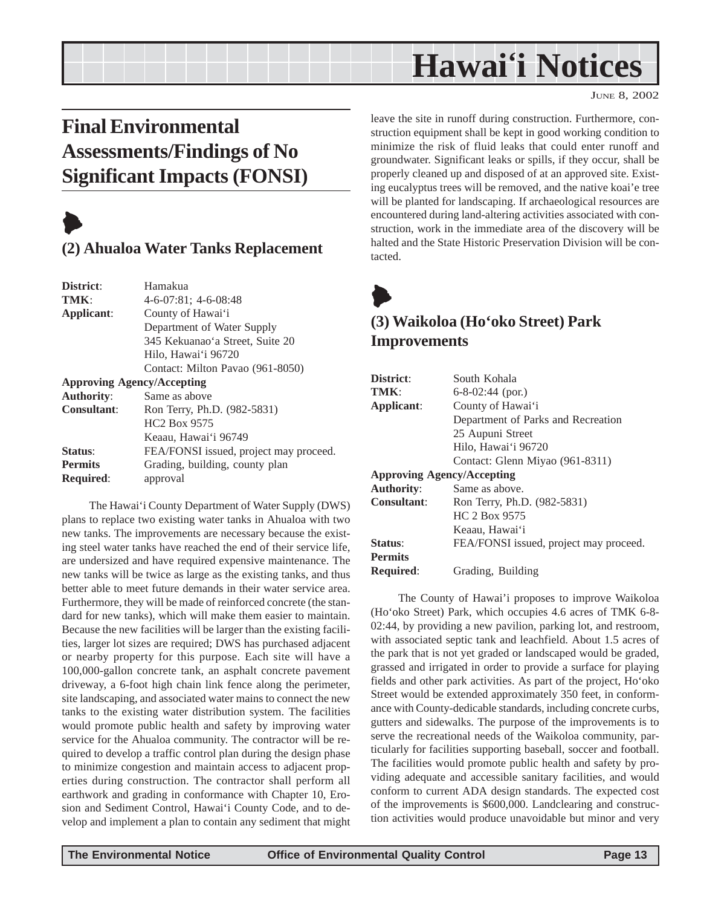# Final Environmental Assessments/Findings of No Significant Impacts (FONSI)

## (2) Ahualoa Water Tanks Replacement

**District**: Hamakua
**TMK**: 4-6-07:81; 4-6-08:48
**Applicant**: County of Hawai‘i
Department of Water Supply
345 Kekuanao‘a Street, Suite 20
Hilo, Hawai‘i 96720
Contact: Milton Pavao (961-8050)
**Approving Agency/Accepting Authority**: Same as above
**Consultant**: Ron Terry, Ph.D. (982-5831)
HC2 Box 9575
Keaau, Hawai‘i 96749
**Status**: FEA/FONSI issued, project may proceed.
**Permits Required**: Grading, building, county plan approval

The Hawai‘i County Department of Water Supply (DWS) plans to replace two existing water tanks in Ahualoa with two new tanks. The improvements are necessary because the existing steel water tanks have reached the end of their service life, are undersized and have required expensive maintenance. The new tanks will be twice as large as the existing tanks, and thus better able to meet future demands in their water service area. Furthermore, they will be made of reinforced concrete (the standard for new tanks), which will make them easier to maintain. Because the new facilities will be larger than the existing facilities, larger lot sizes are required; DWS has purchased adjacent or nearby property for this purpose. Each site will have a 100,000-gallon concrete tank, an asphalt concrete pavement driveway, a 6-foot high chain link fence along the perimeter, site landscaping, and associated water mains to connect the new tanks to the existing water distribution system. The facilities would promote public health and safety by improving water service for the Ahualoa community. The contractor will be required to develop a traffic control plan during the design phase to minimize congestion and maintain access to adjacent properties during construction. The contractor shall perform all earthwork and grading in conformance with Chapter 10, Erosion and Sediment Control, Hawai‘i County Code, and to develop and implement a plan to contain any sediment that might leave the site in runoff during construction. Furthermore, construction equipment shall be kept in good working condition to minimize the risk of fluid leaks that could enter runoff and groundwater. Significant leaks or spills, if they occur, shall be properly cleaned up and disposed of at an approved site. Existing eucalyptus trees will be removed, and the native koai’e tree will be planted for landscaping. If archaeological resources are encountered during land-altering activities associated with construction, work in the immediate area of the discovery will be halted and the State Historic Preservation Division will be contacted.

## (3) Waikoloa (Ho‘oko Street) Park Improvements

**District**: South Kohala
**TMK**: 6-8-02:44 (por.)
**Applicant**: County of Hawai‘i
Department of Parks and Recreation
25 Aupuni Street
Hilo, Hawai‘i 96720
Contact: Glenn Miyao (961-8311)
**Approving Agency/Accepting Authority**: Same as above.
**Consultant**: Ron Terry, Ph.D. (982-5831)
HC 2 Box 9575
Keaau, Hawai‘i
**Status**: FEA/FONSI issued, project may proceed.
**Permits Required**: Grading, Building

The County of Hawai‘i proposes to improve Waikoloa (Ho‘oko Street) Park, which occupies 4.6 acres of TMK 6-8-02:44, by providing a new pavilion, parking lot, and restroom, with associated septic tank and leachfield. About 1.5 acres of the park that is not yet graded or landscaped would be graded, grassed and irrigated in order to provide a surface for playing fields and other park activities. As part of the project, Ho‘oko Street would be extended approximately 350 feet, in conformance with County-dedicable standards, including concrete curbs, gutters and sidewalks. The purpose of the improvements is to serve the recreational needs of the Waikoloa community, particularly for facilities supporting baseball, soccer and football. The facilities would promote public health and safety by providing adequate and accessible sanitary facilities, and would conform to current ADA design standards. The expected cost of the improvements is $600,000. Landclearing and construction activities would produce unavoidable but minor and very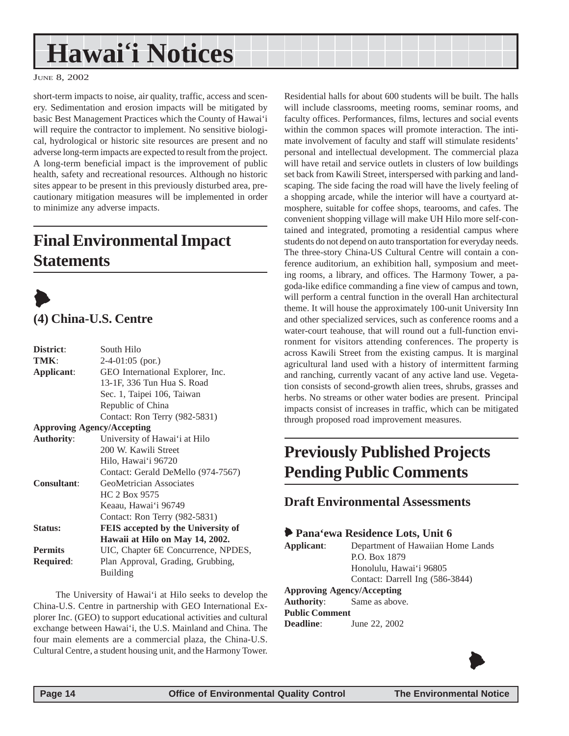short-term impacts to noise, air quality, traffic, access and scenery. Sedimentation and erosion impacts will be mitigated by basic Best Management Practices which the County of Hawai‘i will require the contractor to implement. No sensitive biological, hydrological or historic site resources are present and no adverse long-term impacts are expected to result from the project. A long-term beneficial impact is the improvement of public health, safety and recreational resources. Although no historic sites appear to be present in this previously disturbed area, precautionary mitigation measures will be implemented in order to minimize any adverse impacts.

# Final Environmental Impact Statements

### (4) China-U.S. Centre

**District**: South Hilo
**TMK**: 2-4-01:05 (por.)
**Applicant**: GEO International Explorer, Inc.
13-1F, 336 Tun Hua S. Road
Sec. 1, Taipei 106, Taiwan
Republic of China
Contact: Ron Terry (982-5831)

**Approving Agency/Accepting Authority**: University of Hawai‘i at Hilo
200 W. Kawili Street
Hilo, Hawai‘i 96720
Contact: Gerald DeMello (974-7567)

**Consultant**: GeoMetrician Associates
HC 2 Box 9575
Keaau, Hawai‘i 96749
Contact: Ron Terry (982-5831)

**Status**: **FEIS accepted by the University of Hawaii at Hilo on May 14, 2002.**

**Permits Required**: UIC, Chapter 6E Concurrence, NPDES, Plan Approval, Grading, Grubbing, Building

The University of Hawai‘i at Hilo seeks to develop the China-U.S. Centre in partnership with GEO International Explorer Inc. (GEO) to support educational activities and cultural exchange between Hawai‘i, the U.S. Mainland and China. The four main elements are a commercial plaza, the China-U.S. Cultural Centre, a student housing unit, and the Harmony Tower. Residential halls for about 600 students will be built. The halls will include classrooms, meeting rooms, seminar rooms, and faculty offices. Performances, films, lectures and social events within the common spaces will promote interaction. The intimate involvement of faculty and staff will stimulate residents' personal and intellectual development. The commercial plaza will have retail and service outlets in clusters of low buildings set back from Kawili Street, interspersed with parking and landscaping. The side facing the road will have the lively feeling of a shopping arcade, while the interior will have a courtyard atmosphere, suitable for coffee shops, tearooms, and cafes. The convenient shopping village will make UH Hilo more self-contained and integrated, promoting a residential campus where students do not depend on auto transportation for everyday needs. The three-story China-US Cultural Centre will contain a conference auditorium, an exhibition hall, symposium and meeting rooms, a library, and offices. The Harmony Tower, a pagoda-like edifice commanding a fine view of campus and town, will perform a central function in the overall Han architectural theme. It will house the approximately 100-unit University Inn and other specialized services, such as conference rooms and a water-court teahouse, that will round out a full-function environment for visitors attending conferences. The property is across Kawili Street from the existing campus. It is marginal agricultural land used with a history of intermittent farming and ranching, currently vacant of any active land use. Vegetation consists of second-growth alien trees, shrubs, grasses and herbs. No streams or other water bodies are present. Principal impacts consist of increases in traffic, which can be mitigated through proposed road improvement measures.

# Previously Published Projects Pending Public Comments

## Draft Environmental Assessments

### Pana‘ewa Residence Lots, Unit 6

**Applicant**: Department of Hawaiian Home Lands
P.O. Box 1879
Honolulu, Hawai‘i 96805
Contact: Darrell Ing (586-3844)

**Approving Agency/Accepting Authority**: Same as above.

**Public Comment Deadline**: June 22, 2002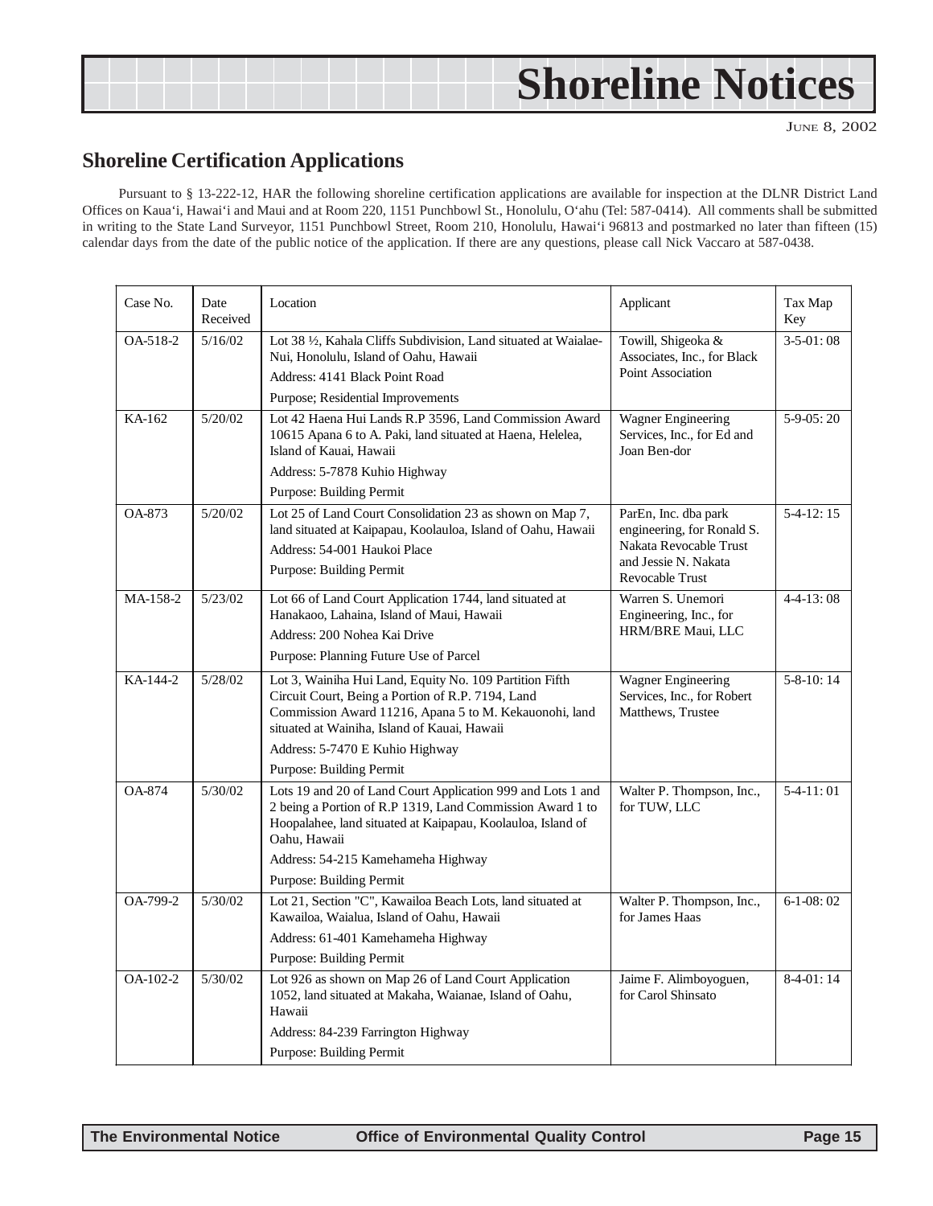# Shoreline Notices

JUNE 8, 2002

## Shoreline Certification Applications

Pursuant to § 13-222-12, HAR the following shoreline certification applications are available for inspection at the DLNR District Land Offices on Kaua'i, Hawai'i and Maui and at Room 220, 1151 Punchbowl St., Honolulu, O'ahu (Tel: 587-0414). All comments shall be submitted in writing to the State Land Surveyor, 1151 Punchbowl Street, Room 210, Honolulu, Hawai'i 96813 and postmarked no later than fifteen (15) calendar days from the date of the public notice of the application. If there are any questions, please call Nick Vaccaro at 587-0438.

| Case No. | Date Received | Location | Applicant | Tax Map Key |
|---|---|---|---|---|
| OA-518-2 | 5/16/02 | Lot 38 ½, Kahala Cliffs Subdivision, Land situated at Waialae-Nui, Honolulu, Island of Oahu, Hawaii<br>Address: 4141 Black Point Road<br>Purpose; Residential Improvements | Towill, Shigeoka & Associates, Inc., for Black Point Association | 3-5-01: 08 |
| KA-162 | 5/20/02 | Lot 42 Haena Hui Lands R.P 3596, Land Commission Award 10615 Apana 6 to A. Paki, land situated at Haena, Helelea, Island of Kauai, Hawaii<br>Address: 5-7878 Kuhio Highway<br>Purpose: Building Permit | Wagner Engineering Services, Inc., for Ed and Joan Ben-dor | 5-9-05: 20 |
| OA-873 | 5/20/02 | Lot 25 of Land Court Consolidation 23 as shown on Map 7, land situated at Kaipapau, Koolauloa, Island of Oahu, Hawaii<br>Address: 54-001 Haukoi Place<br>Purpose: Building Permit | ParEn, Inc. dba park engineering, for Ronald S. Nakata Revocable Trust and Jessie N. Nakata Revocable Trust | 5-4-12: 15 |
| MA-158-2 | 5/23/02 | Lot 66 of Land Court Application 1744, land situated at Hanakaoo, Lahaina, Island of Maui, Hawaii<br>Address: 200 Nohea Kai Drive<br>Purpose: Planning Future Use of Parcel | Warren S. Unemori Engineering, Inc., for HRM/BRE Maui, LLC | 4-4-13: 08 |
| KA-144-2 | 5/28/02 | Lot 3, Wainiha Hui Land, Equity No. 109 Partition Fifth Circuit Court, Being a Portion of R.P. 7194, Land Commission Award 11216, Apana 5 to M. Kekauonohi, land situated at Wainiha, Island of Kauai, Hawaii<br>Address: 5-7470 E Kuhio Highway<br>Purpose: Building Permit | Wagner Engineering Services, Inc., for Robert Matthews, Trustee | 5-8-10: 14 |
| OA-874 | 5/30/02 | Lots 19 and 20 of Land Court Application 999 and Lots 1 and 2 being a Portion of R.P 1319, Land Commission Award 1 to Hoopalahee, land situated at Kaipapau, Koolauloa, Island of Oahu, Hawaii<br>Address: 54-215 Kamehameha Highway<br>Purpose: Building Permit | Walter P. Thompson, Inc., for TUW, LLC | 5-4-11: 01 |
| OA-799-2 | 5/30/02 | Lot 21, Section "C", Kawailoa Beach Lots, land situated at Kawailoa, Waialua, Island of Oahu, Hawaii<br>Address: 61-401 Kamehameha Highway<br>Purpose: Building Permit | Walter P. Thompson, Inc., for James Haas | 6-1-08: 02 |
| OA-102-2 | 5/30/02 | Lot 926 as shown on Map 26 of Land Court Application 1052, land situated at Makaha, Waianae, Island of Oahu, Hawaii<br>Address: 84-239 Farrington Highway<br>Purpose: Building Permit | Jaime F. Alimboyoguen, for Carol Shinsato | 8-4-01: 14 |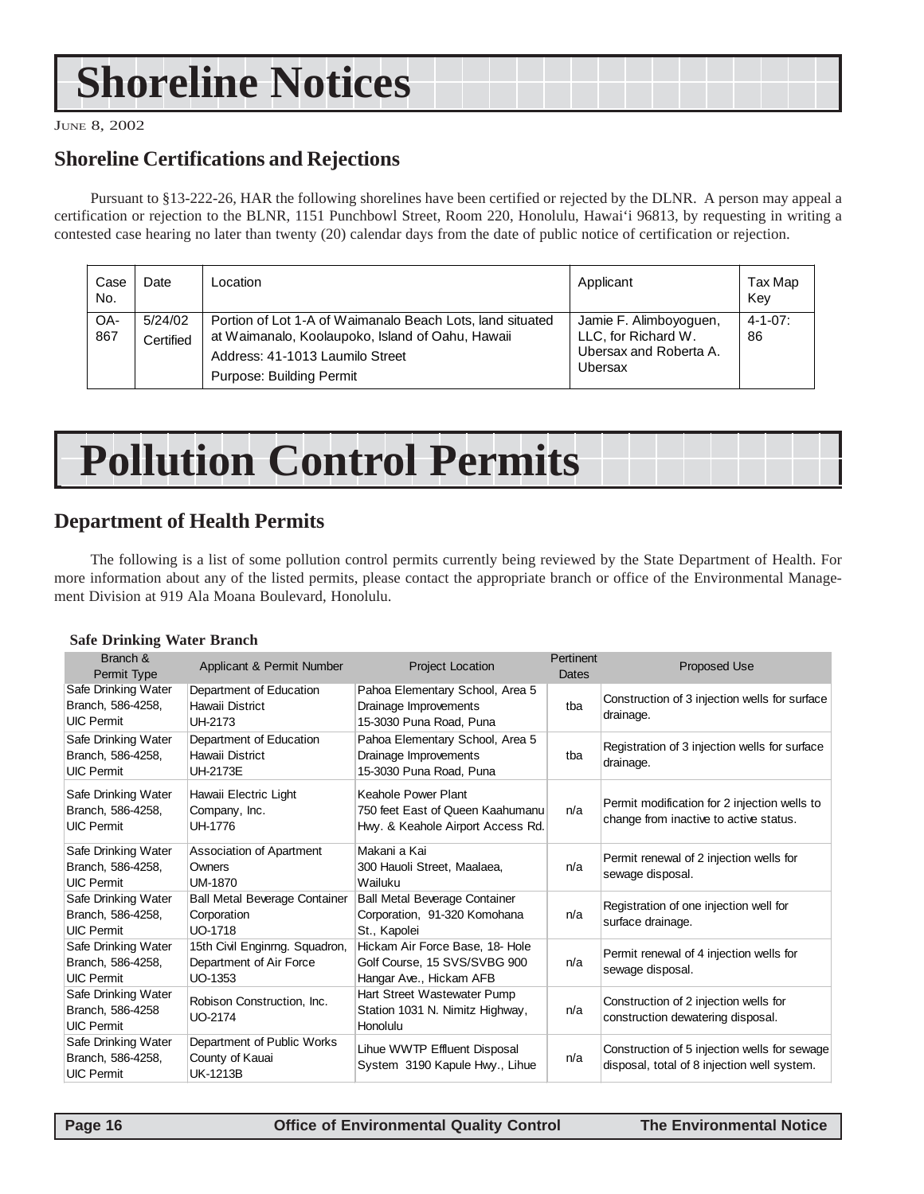# Shoreline Notices

June 8, 2002

## Shoreline Certifications and Rejections

Pursuant to §13-222-26, HAR the following shorelines have been certified or rejected by the DLNR. A person may appeal a certification or rejection to the BLNR, 1151 Punchbowl Street, Room 220, Honolulu, Hawai'i 96813, by requesting in writing a contested case hearing no later than twenty (20) calendar days from the date of public notice of certification or rejection.

| Case No. | Date | Location | Applicant | Tax Map Key |
|---|---|---|---|---|
| OA-867 | 5/24/02 Certified | Portion of Lot 1-A of Waimanalo Beach Lots, land situated at Waimanalo, Koolaupoko, Island of Oahu, Hawaii<br>Address: 41-1013 Laumilo Street<br>Purpose: Building Permit | Jamie F. Alimboyoguen, LLC, for Richard W. Ubersax and Roberta A. Ubersax | 4-1-07: 86 |

# Pollution Control Permits

## Department of Health Permits

The following is a list of some pollution control permits currently being reviewed by the State Department of Health. For more information about any of the listed permits, please contact the appropriate branch or office of the Environmental Management Division at 919 Ala Moana Boulevard, Honolulu.

**Safe Drinking Water Branch**

| Branch & Permit Type | Applicant & Permit Number | Project Location | Pertinent Dates | Proposed Use |
|---|---|---|---|---|
| Safe Drinking Water Branch, 586-4258, UIC Permit | Department of Education Hawaii District UH-2173 | Pahoa Elementary School, Area 5 Drainage Improvements 15-3030 Puna Road, Puna | tba | Construction of 3 injection wells for surface drainage. |
| Safe Drinking Water Branch, 586-4258, UIC Permit | Department of Education Hawaii District UH-2173E | Pahoa Elementary School, Area 5 Drainage Improvements 15-3030 Puna Road, Puna | tba | Registration of 3 injection wells for surface drainage. |
| Safe Drinking Water Branch, 586-4258, UIC Permit | Hawaii Electric Light Company, Inc. UH-1776 | Keahole Power Plant 750 feet East of Queen Kaahumanu Hwy. & Keahole Airport Access Rd. | n/a | Permit modification for 2 injection wells to change from inactive to active status. |
| Safe Drinking Water Branch, 586-4258, UIC Permit | Association of Apartment Owners UM-1870 | Makani a Kai 300 Hauoli Street, Maalaea, Wailuku | n/a | Permit renewal of 2 injection wells for sewage disposal. |
| Safe Drinking Water Branch, 586-4258, UIC Permit | Ball Metal Beverage Container Corporation UO-1718 | Ball Metal Beverage Container Corporation, 91-320 Komohana St., Kapolei | n/a | Registration of one injection well for surface drainage. |
| Safe Drinking Water Branch, 586-4258, UIC Permit | 15th Civil Enginrng. Squadron, Department of Air Force UO-1353 | Hickam Air Force Base, 18- Hole Golf Course, 15 SVS/SVBG 900 Hangar Ave., Hickam AFB | n/a | Permit renewal of 4 injection wells for sewage disposal. |
| Safe Drinking Water Branch, 586-4258 UIC Permit | Robison Construction, Inc. UO-2174 | Hart Street Wastewater Pump Station 1031 N. Nimitz Highway, Honolulu | n/a | Construction of 2 injection wells for construction dewatering disposal. |
| Safe Drinking Water Branch, 586-4258, UIC Permit | Department of Public Works County of Kauai UK-1213B | Lihue WWTP Effluent Disposal System 3190 Kapule Hwy., Lihue | n/a | Construction of 5 injection wells for sewage disposal, total of 8 injection well system. |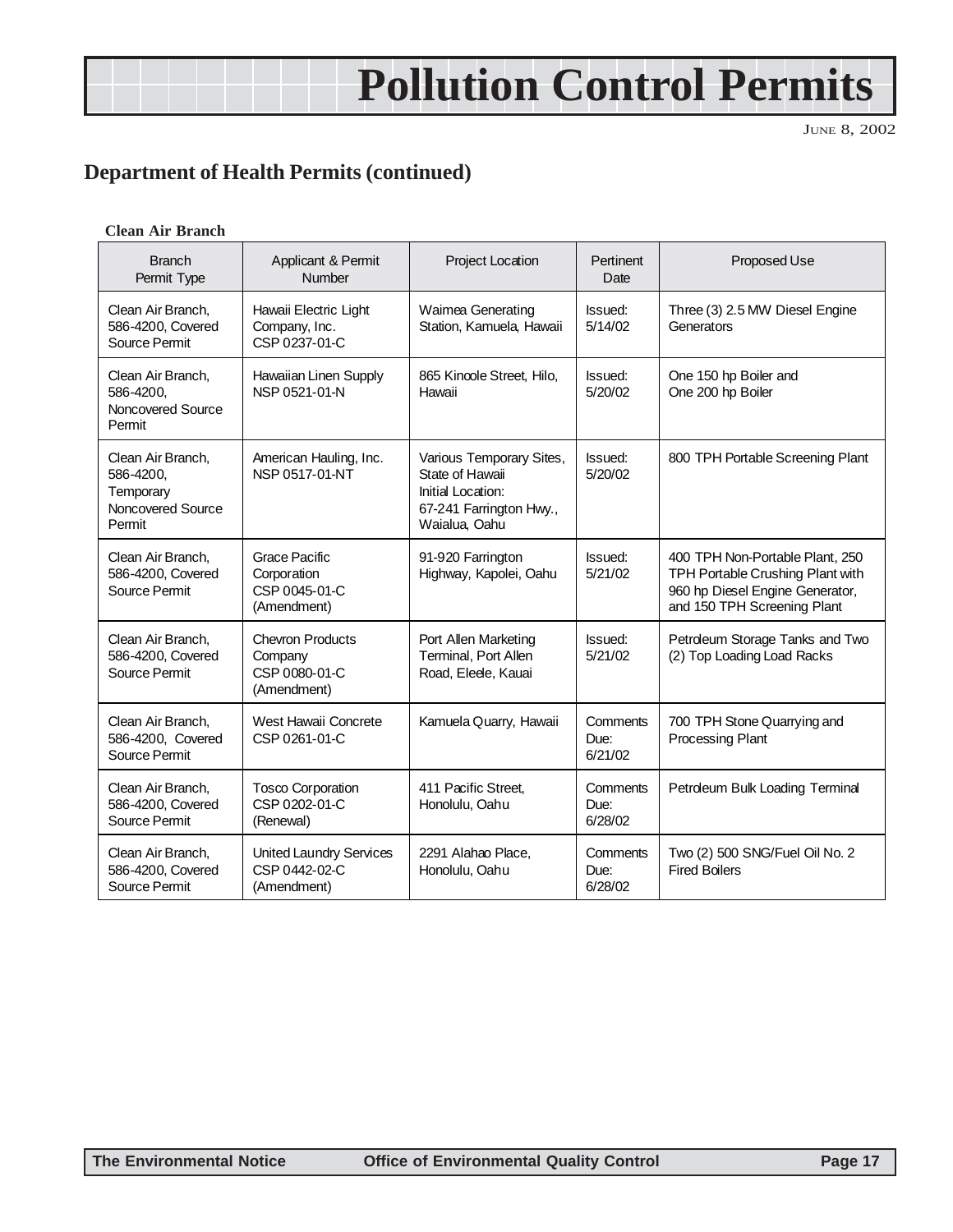# Pollution Control Permits

## Department of Health Permits (continued)

**Clean Air Branch**

| Branch Permit Type | Applicant & Permit Number | Project Location | Pertinent Date | Proposed Use |
|---|---|---|---|---|
| Clean Air Branch, 586-4200, Covered Source Permit | Hawaii Electric Light Company, Inc. CSP 0237-01-C | Waimea Generating Station, Kamuela, Hawaii | Issued: 5/14/02 | Three (3) 2.5 MW Diesel Engine Generators |
| Clean Air Branch, 586-4200, Noncovered Source Permit | Hawaiian Linen Supply NSP 0521-01-N | 865 Kinoole Street, Hilo, Hawaii | Issued: 5/20/02 | One 150 hp Boiler and One 200 hp Boiler |
| Clean Air Branch, 586-4200, Temporary Noncovered Source Permit | American Hauling, Inc. NSP 0517-01-NT | Various Temporary Sites, State of Hawaii Initial Location: 67-241 Farrington Hwy., Waialua, Oahu | Issued: 5/20/02 | 800 TPH Portable Screening Plant |
| Clean Air Branch, 586-4200, Covered Source Permit | Grace Pacific Corporation CSP 0045-01-C (Amendment) | 91-920 Farrington Highway, Kapolei, Oahu | Issued: 5/21/02 | 400 TPH Non-Portable Plant, 250 TPH Portable Crushing Plant with 960 hp Diesel Engine Generator, and 150 TPH Screening Plant |
| Clean Air Branch, 586-4200, Covered Source Permit | Chevron Products Company CSP 0080-01-C (Amendment) | Port Allen Marketing Terminal, Port Allen Road, Eleele, Kauai | Issued: 5/21/02 | Petroleum Storage Tanks and Two (2) Top Loading Load Racks |
| Clean Air Branch, 586-4200, Covered Source Permit | West Hawaii Concrete CSP 0261-01-C | Kamuela Quarry, Hawaii | Comments Due: 6/21/02 | 700 TPH Stone Quarrying and Processing Plant |
| Clean Air Branch, 586-4200, Covered Source Permit | Tosco Corporation CSP 0202-01-C (Renewal) | 411 Pacific Street, Honolulu, Oahu | Comments Due: 6/28/02 | Petroleum Bulk Loading Terminal |
| Clean Air Branch, 586-4200, Covered Source Permit | United Laundry Services CSP 0442-02-C (Amendment) | 2291 Alahao Place, Honolulu, Oahu | Comments Due: 6/28/02 | Two (2) 500 SNG/Fuel Oil No. 2 Fired Boilers |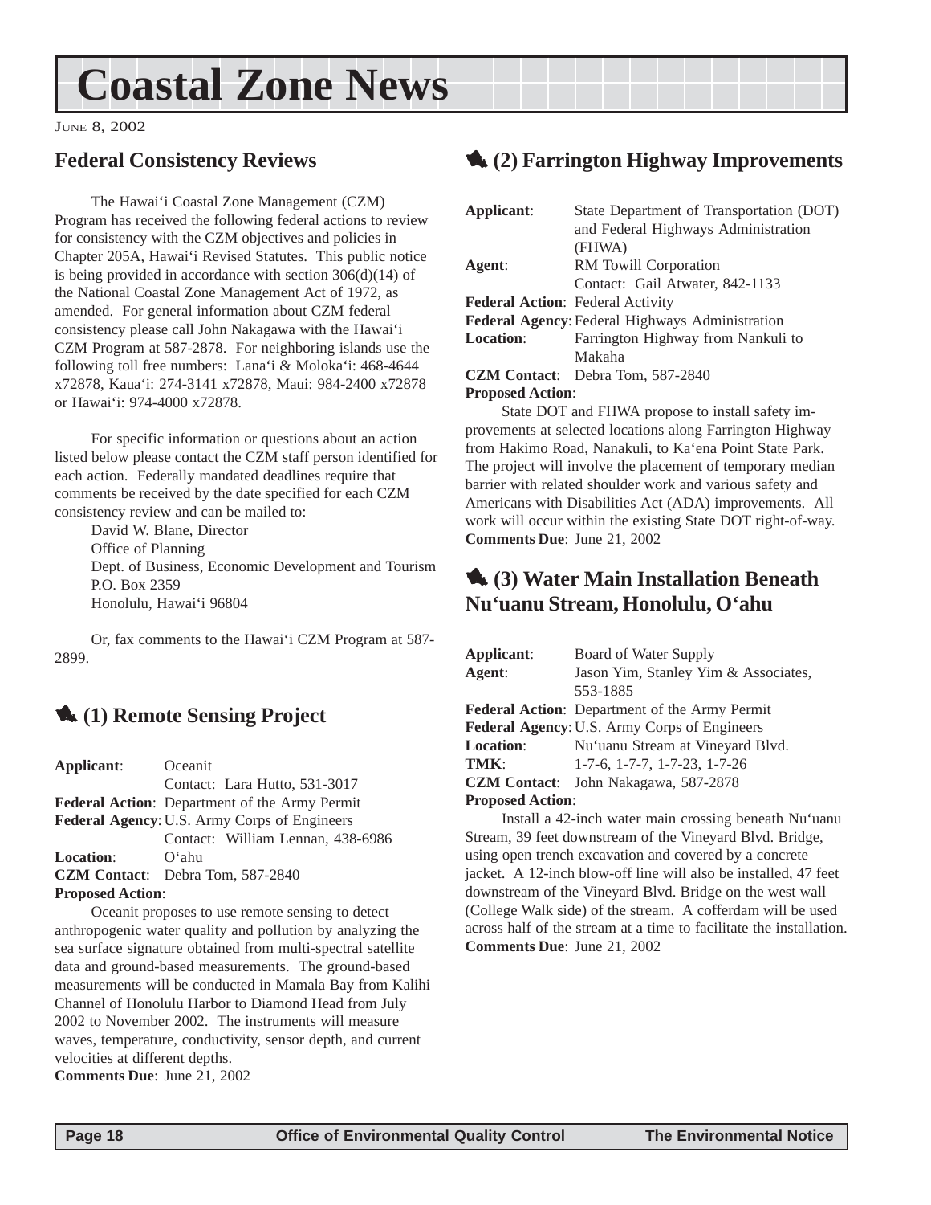# Coastal Zone News

June 8, 2002

## Federal Consistency Reviews

The Hawai'i Coastal Zone Management (CZM) Program has received the following federal actions to review for consistency with the CZM objectives and policies in Chapter 205A, Hawai'i Revised Statutes. This public notice is being provided in accordance with section 306(d)(14) of the National Coastal Zone Management Act of 1972, as amended. For general information about CZM federal consistency please call John Nakagawa with the Hawai'i CZM Program at 587-2878. For neighboring islands use the following toll free numbers: Lana'i & Moloka'i: 468-4644 x72878, Kaua'i: 274-3141 x72878, Maui: 984-2400 x72878 or Hawai'i: 974-4000 x72878.

For specific information or questions about an action listed below please contact the CZM staff person identified for each action. Federally mandated deadlines require that comments be received by the date specified for each CZM consistency review and can be mailed to:

David W. Blane, Director
Office of Planning
Dept. of Business, Economic Development and Tourism
P.O. Box 2359
Honolulu, Hawai'i 96804

Or, fax comments to the Hawai'i CZM Program at 587-2899.

## (1) Remote Sensing Project

**Applicant**: Oceanit
Contact: Lara Hutto, 531-3017
**Federal Action**: Department of the Army Permit
**Federal Agency**: U.S. Army Corps of Engineers
Contact: William Lennan, 438-6986
**Location**: O'ahu
**CZM Contact**: Debra Tom, 587-2840
**Proposed Action**:

Oceanit proposes to use remote sensing to detect anthropogenic water quality and pollution by analyzing the sea surface signature obtained from multi-spectral satellite data and ground-based measurements. The ground-based measurements will be conducted in Mamala Bay from Kalihi Channel of Honolulu Harbor to Diamond Head from July 2002 to November 2002. The instruments will measure waves, temperature, conductivity, sensor depth, and current velocities at different depths.
**Comments Due**: June 21, 2002

## (2) Farrington Highway Improvements

**Applicant**: State Department of Transportation (DOT) and Federal Highways Administration (FHWA)
**Agent**: RM Towill Corporation
Contact: Gail Atwater, 842-1133
**Federal Action**: Federal Activity
**Federal Agency**: Federal Highways Administration
**Location**: Farrington Highway from Nankuli to Makaha
**CZM Contact**: Debra Tom, 587-2840
**Proposed Action**:

State DOT and FHWA propose to install safety improvements at selected locations along Farrington Highway from Hakimo Road, Nanakuli, to Ka'ena Point State Park. The project will involve the placement of temporary median barrier with related shoulder work and various safety and Americans with Disabilities Act (ADA) improvements. All work will occur within the existing State DOT right-of-way.
**Comments Due**: June 21, 2002

## (3) Water Main Installation Beneath Nu'uanu Stream, Honolulu, O'ahu

**Applicant**: Board of Water Supply
**Agent**: Jason Yim, Stanley Yim & Associates, 553-1885
**Federal Action**: Department of the Army Permit
**Federal Agency**: U.S. Army Corps of Engineers
**Location**: Nu'uanu Stream at Vineyard Blvd.
**TMK**: 1-7-6, 1-7-7, 1-7-23, 1-7-26
**CZM Contact**: John Nakagawa, 587-2878
**Proposed Action**:

Install a 42-inch water main crossing beneath Nu'uanu Stream, 39 feet downstream of the Vineyard Blvd. Bridge, using open trench excavation and covered by a concrete jacket. A 12-inch blow-off line will also be installed, 47 feet downstream of the Vineyard Blvd. Bridge on the west wall (College Walk side) of the stream. A cofferdam will be used across half of the stream at a time to facilitate the installation.
**Comments Due**: June 21, 2002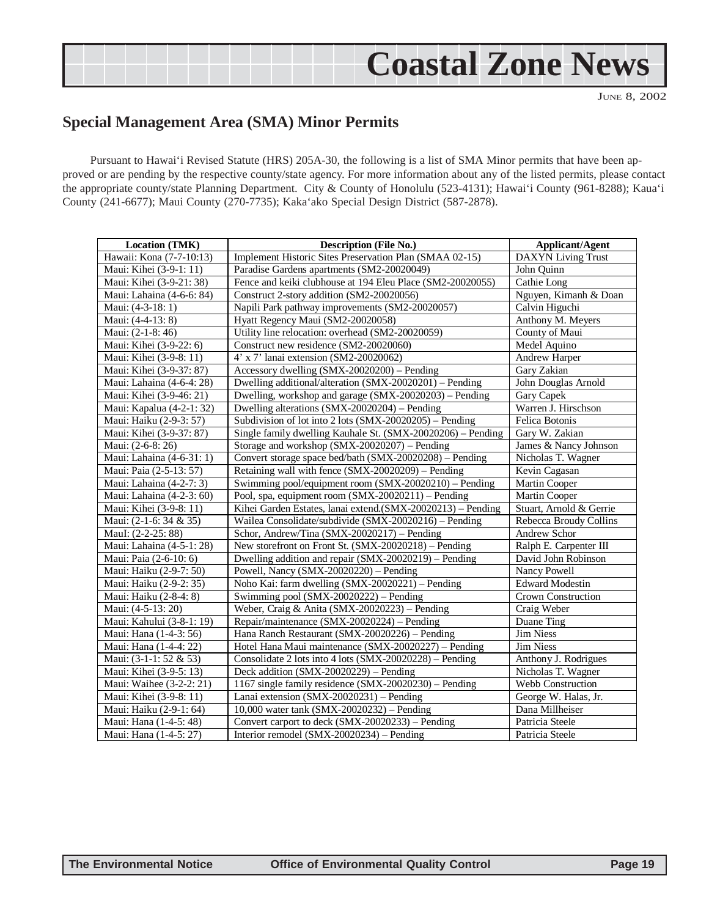## Special Management Area (SMA) Minor Permits

Pursuant to Hawai'i Revised Statute (HRS) 205A-30, the following is a list of SMA Minor permits that have been approved or are pending by the respective county/state agency. For more information about any of the listed permits, please contact the appropriate county/state Planning Department. City & County of Honolulu (523-4131); Hawai'i County (961-8288); Kaua'i County (241-6677); Maui County (270-7735); Kaka'ako Special Design District (587-2878).

| Location (TMK) | Description (File No.) | Applicant/Agent |
|---|---|---|
| Hawaii: Kona (7-7-10:13) | Implement Historic Sites Preservation Plan (SMAA 02-15) | DAXYN Living Trust |
| Maui: Kihei (3-9-1: 11) | Paradise Gardens apartments (SM2-20020049) | John Quinn |
| Maui: Kihei (3-9-21: 38) | Fence and keiki clubhouse at 194 Eleu Place (SM2-20020055) | Cathie Long |
| Maui: Lahaina (4-6-6: 84) | Construct 2-story addition (SM2-20020056) | Nguyen, Kimanh & Doan |
| Maui: (4-3-18: 1) | Napili Park pathway improvements (SM2-20020057) | Calvin Higuchi |
| Maui: (4-4-13: 8) | Hyatt Regency Maui (SM2-20020058) | Anthony M. Meyers |
| Maui: (2-1-8: 46) | Utility line relocation: overhead (SM2-20020059) | County of Maui |
| Maui: Kihei (3-9-22: 6) | Construct new residence (SM2-20020060) | Medel Aquino |
| Maui: Kihei (3-9-8: 11) | 4' x 7' lanai extension (SM2-20020062) | Andrew Harper |
| Maui: Kihei (3-9-37: 87) | Accessory dwelling (SMX-20020200) – Pending | Gary Zakian |
| Maui: Lahaina (4-6-4: 28) | Dwelling additional/alteration (SMX-20020201) – Pending | John Douglas Arnold |
| Maui: Kihei (3-9-46: 21) | Dwelling, workshop and garage (SMX-20020203) – Pending | Gary Capek |
| Maui: Kapalua (4-2-1: 32) | Dwelling alterations (SMX-20020204) – Pending | Warren J. Hirschson |
| Maui: Haiku (2-9-3: 57) | Subdivision of lot into 2 lots (SMX-20020205) – Pending | Felica Botonis |
| Maui: Kihei (3-9-37: 87) | Single family dwelling Kauhale St. (SMX-20020206) – Pending | Gary W. Zakian |
| Maui: (2-6-8: 26) | Storage and workshop (SMX-20020207) – Pending | James & Nancy Johnson |
| Maui: Lahaina (4-6-31: 1) | Convert storage space bed/bath (SMX-20020208) – Pending | Nicholas T. Wagner |
| Maui: Paia (2-5-13: 57) | Retaining wall with fence (SMX-20020209) – Pending | Kevin Cagasan |
| Maui: Lahaina (4-2-7: 3) | Swimming pool/equipment room (SMX-20020210) – Pending | Martin Cooper |
| Maui: Lahaina (4-2-3: 60) | Pool, spa, equipment room (SMX-20020211) – Pending | Martin Cooper |
| Maui: Kihei (3-9-8: 11) | Kihei Garden Estates, lanai extend.(SMX-20020213) – Pending | Stuart, Arnold & Gerrie |
| Maui: (2-1-6: 34 & 35) | Wailea Consolidate/subdivide (SMX-20020216) – Pending | Rebecca Broudy Collins |
| MauI: (2-2-25: 88) | Schor, Andrew/Tina (SMX-20020217) – Pending | Andrew Schor |
| Maui: Lahaina (4-5-1: 28) | New storefront on Front St. (SMX-20020218) – Pending | Ralph E. Carpenter III |
| Maui: Paia (2-6-10: 6) | Dwelling addition and repair (SMX-20020219) – Pending | David John Robinson |
| Maui: Haiku (2-9-7: 50) | Powell, Nancy (SMX-20020220) – Pending | Nancy Powell |
| Maui: Haiku (2-9-2: 35) | Noho Kai: farm dwelling (SMX-20020221) – Pending | Edward Modestin |
| Maui: Haiku (2-8-4: 8) | Swimming pool (SMX-20020222) – Pending | Crown Construction |
| Maui: (4-5-13: 20) | Weber, Craig & Anita (SMX-20020223) – Pending | Craig Weber |
| Maui: Kahului (3-8-1: 19) | Repair/maintenance (SMX-20020224) – Pending | Duane Ting |
| Maui: Hana (1-4-3: 56) | Hana Ranch Restaurant (SMX-20020226) – Pending | Jim Niess |
| Maui: Hana (1-4-4: 22) | Hotel Hana Maui maintenance (SMX-20020227) – Pending | Jim Niess |
| Maui: (3-1-1: 52 & 53) | Consolidate 2 lots into 4 lots (SMX-20020228) – Pending | Anthony J. Rodrigues |
| Maui: Kihei (3-9-5: 13) | Deck addition (SMX-20020229) – Pending | Nicholas T. Wagner |
| Maui: Waihee (3-2-2: 21) | 1167 single family residence (SMX-20020230) – Pending | Webb Construction |
| Maui: Kihei (3-9-8: 11) | Lanai extension (SMX-20020231) – Pending | George W. Halas, Jr. |
| Maui: Haiku (2-9-1: 64) | 10,000 water tank (SMX-20020232) – Pending | Dana Millheiser |
| Maui: Hana (1-4-5: 48) | Convert carport to deck (SMX-20020233) – Pending | Patricia Steele |
| Maui: Hana (1-4-5: 27) | Interior remodel (SMX-20020234) – Pending | Patricia Steele |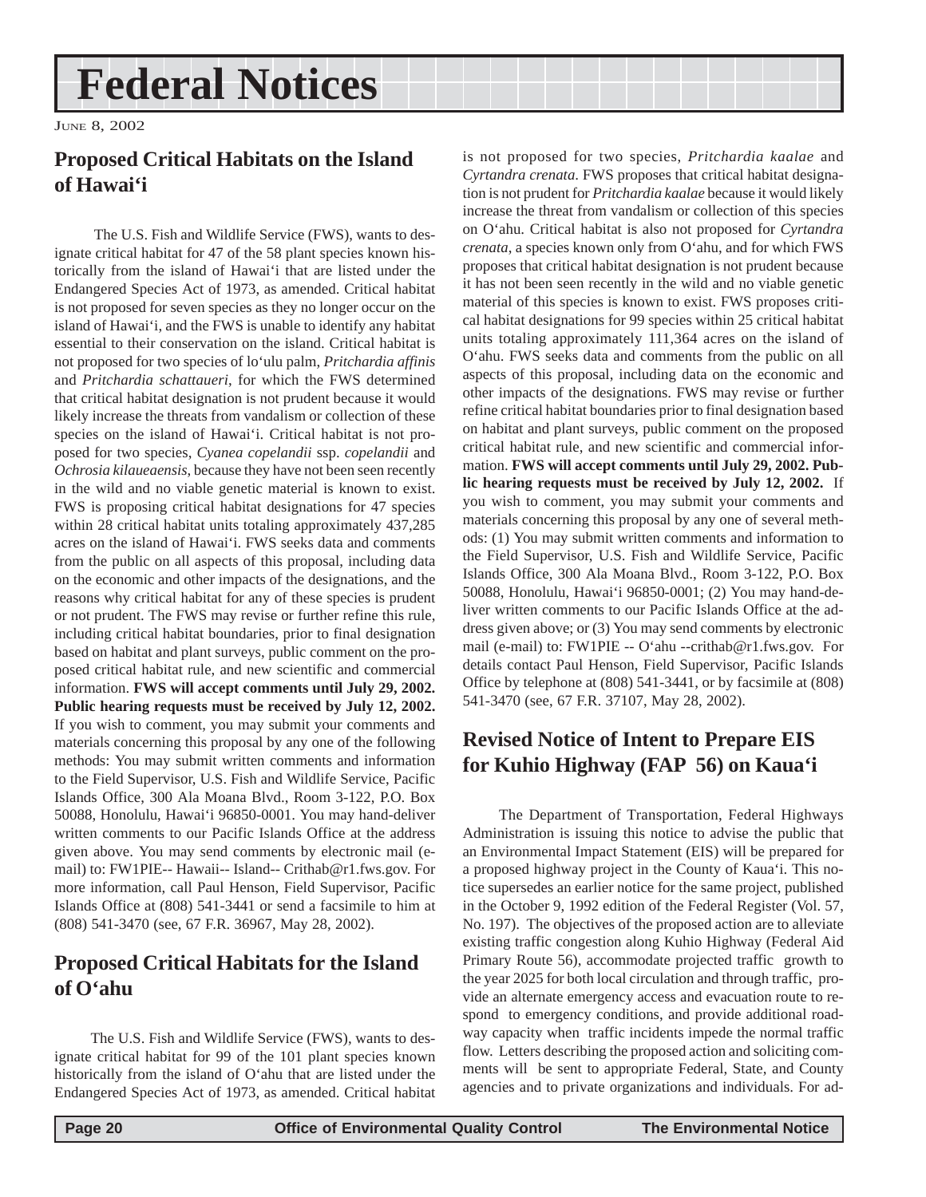# Federal Notices

JUNE 8, 2002

## Proposed Critical Habitats on the Island of Hawai'i

The U.S. Fish and Wildlife Service (FWS), wants to designate critical habitat for 47 of the 58 plant species known historically from the island of Hawai'i that are listed under the Endangered Species Act of 1973, as amended. Critical habitat is not proposed for seven species as they no longer occur on the island of Hawai'i, and the FWS is unable to identify any habitat essential to their conservation on the island. Critical habitat is not proposed for two species of lo'ulu palm, *Pritchardia affinis* and *Pritchardia schattaueri*, for which the FWS determined that critical habitat designation is not prudent because it would likely increase the threats from vandalism or collection of these species on the island of Hawai'i. Critical habitat is not proposed for two species, *Cyanea copelandii* ssp. *copelandii* and *Ochrosia kilaueaensis*, because they have not been seen recently in the wild and no viable genetic material is known to exist. FWS is proposing critical habitat designations for 47 species within 28 critical habitat units totaling approximately 437,285 acres on the island of Hawai'i. FWS seeks data and comments from the public on all aspects of this proposal, including data on the economic and other impacts of the designations, and the reasons why critical habitat for any of these species is prudent or not prudent. The FWS may revise or further refine this rule, including critical habitat boundaries, prior to final designation based on habitat and plant surveys, public comment on the proposed critical habitat rule, and new scientific and commercial information. **FWS will accept comments until July 29, 2002. Public hearing requests must be received by July 12, 2002.** If you wish to comment, you may submit your comments and materials concerning this proposal by any one of the following methods: You may submit written comments and information to the Field Supervisor, U.S. Fish and Wildlife Service, Pacific Islands Office, 300 Ala Moana Blvd., Room 3-122, P.O. Box 50088, Honolulu, Hawai'i 96850-0001. You may hand-deliver written comments to our Pacific Islands Office at the address given above. You may send comments by electronic mail (e-mail) to: FW1PIE-- Hawaii-- Island-- Crithab@r1.fws.gov. For more information, call Paul Henson, Field Supervisor, Pacific Islands Office at (808) 541-3441 or send a facsimile to him at (808) 541-3470 (see, 67 F.R. 36967, May 28, 2002).

## Proposed Critical Habitats for the Island of O'ahu

The U.S. Fish and Wildlife Service (FWS), wants to designate critical habitat for 99 of the 101 plant species known historically from the island of O'ahu that are listed under the Endangered Species Act of 1973, as amended. Critical habitat is not proposed for two species, *Pritchardia kaalae* and *Cyrtandra crenata*. FWS proposes that critical habitat designation is not prudent for *Pritchardia kaalae* because it would likely increase the threat from vandalism or collection of this species on O'ahu. Critical habitat is also not proposed for *Cyrtandra crenata*, a species known only from O'ahu, and for which FWS proposes that critical habitat designation is not prudent because it has not been seen recently in the wild and no viable genetic material of this species is known to exist. FWS proposes critical habitat designations for 99 species within 25 critical habitat units totaling approximately 111,364 acres on the island of O'ahu. FWS seeks data and comments from the public on all aspects of this proposal, including data on the economic and other impacts of the designations. FWS may revise or further refine critical habitat boundaries prior to final designation based on habitat and plant surveys, public comment on the proposed critical habitat rule, and new scientific and commercial information. **FWS will accept comments until July 29, 2002. Public hearing requests must be received by July 12, 2002.** If you wish to comment, you may submit your comments and materials concerning this proposal by any one of several methods: (1) You may submit written comments and information to the Field Supervisor, U.S. Fish and Wildlife Service, Pacific Islands Office, 300 Ala Moana Blvd., Room 3-122, P.O. Box 50088, Honolulu, Hawai'i 96850-0001; (2) You may hand-deliver written comments to our Pacific Islands Office at the address given above; or (3) You may send comments by electronic mail (e-mail) to: FW1PIE -- O'ahu --crithab@r1.fws.gov. For details contact Paul Henson, Field Supervisor, Pacific Islands Office by telephone at (808) 541-3441, or by facsimile at (808) 541-3470 (see, 67 F.R. 37107, May 28, 2002).

## Revised Notice of Intent to Prepare EIS for Kuhio Highway (FAP 56) on Kaua'i

The Department of Transportation, Federal Highways Administration is issuing this notice to advise the public that an Environmental Impact Statement (EIS) will be prepared for a proposed highway project in the County of Kaua'i. This notice supersedes an earlier notice for the same project, published in the October 9, 1992 edition of the Federal Register (Vol. 57, No. 197). The objectives of the proposed action are to alleviate existing traffic congestion along Kuhio Highway (Federal Aid Primary Route 56), accommodate projected traffic growth to the year 2025 for both local circulation and through traffic, provide an alternate emergency access and evacuation route to respond to emergency conditions, and provide additional roadway capacity when traffic incidents impede the normal traffic flow. Letters describing the proposed action and soliciting comments will be sent to appropriate Federal, State, and County agencies and to private organizations and individuals. For ad-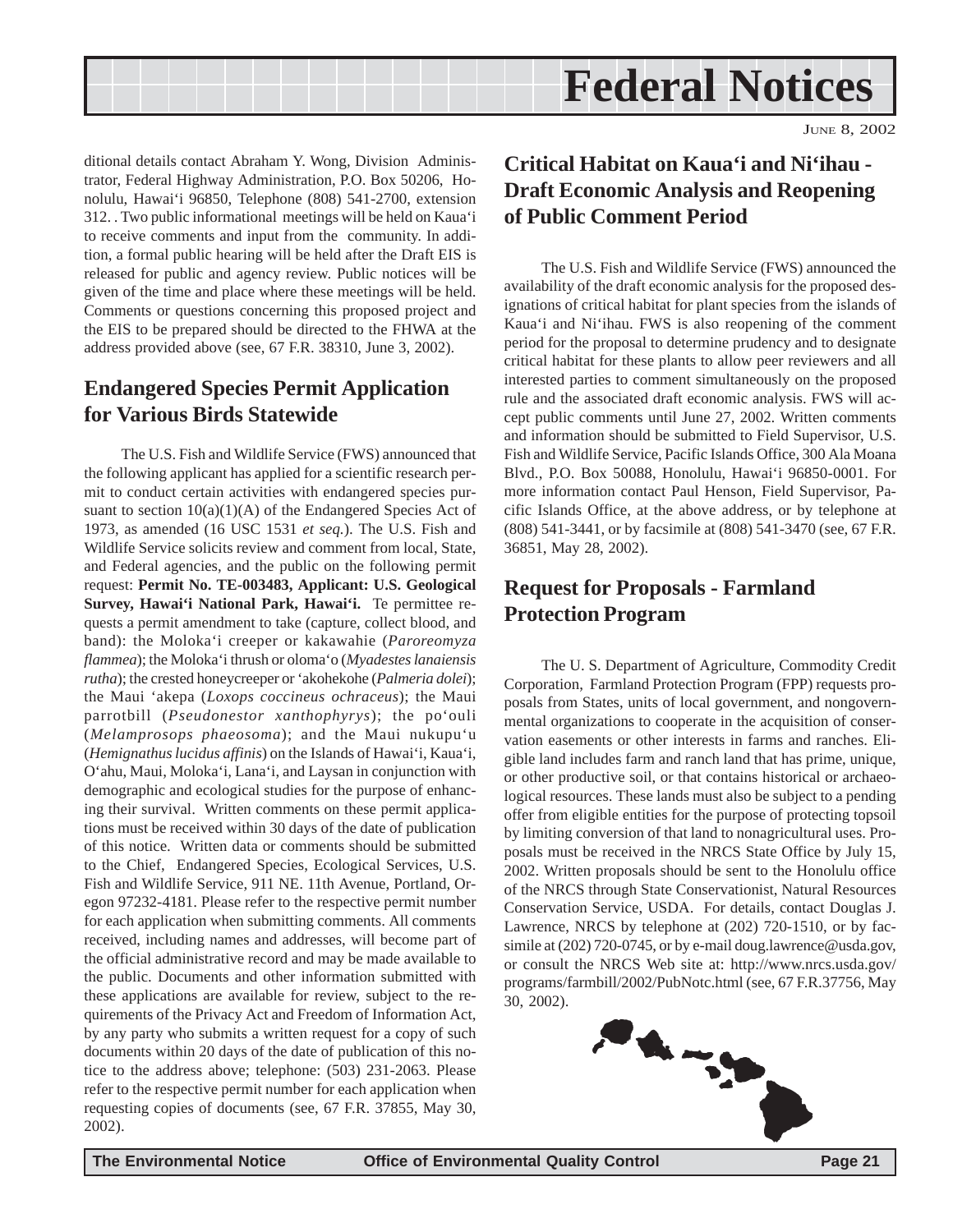ditional details contact Abraham Y. Wong, Division Administrator, Federal Highway Administration, P.O. Box 50206, Honolulu, Hawai'i 96850, Telephone (808) 541-2700, extension 312. . Two public informational meetings will be held on Kaua'i to receive comments and input from the community. In addition, a formal public hearing will be held after the Draft EIS is released for public and agency review. Public notices will be given of the time and place where these meetings will be held. Comments or questions concerning this proposed project and the EIS to be prepared should be directed to the FHWA at the address provided above (see, 67 F.R. 38310, June 3, 2002).

## Endangered Species Permit Application for Various Birds Statewide

The U.S. Fish and Wildlife Service (FWS) announced that the following applicant has applied for a scientific research permit to conduct certain activities with endangered species pursuant to section 10(a)(1)(A) of the Endangered Species Act of 1973, as amended (16 USC 1531 *et seq.*). The U.S. Fish and Wildlife Service solicits review and comment from local, State, and Federal agencies, and the public on the following permit request: **Permit No. TE-003483, Applicant: U.S. Geological Survey, Hawai'i National Park, Hawai'i.** Te permittee requests a permit amendment to take (capture, collect blood, and band): the Moloka'i creeper or kakawahie (*Paroreomyza flammea*); the Moloka'i thrush or oloma'o (*Myadestes lanaiensis rutha*); the crested honeycreeper or 'akohekohe (*Palmeria dolei*); the Maui 'akepa (*Loxops coccineus ochraceus*); the Maui parrotbill (*Pseudonestor xanthophyrys*); the po'ouli (*Melamprosops phaeosoma*); and the Maui nukupu'u (*Hemignathus lucidus affinis*) on the Islands of Hawai'i, Kaua'i, O'ahu, Maui, Moloka'i, Lana'i, and Laysan in conjunction with demographic and ecological studies for the purpose of enhancing their survival. Written comments on these permit applications must be received within 30 days of the date of publication of this notice. Written data or comments should be submitted to the Chief, Endangered Species, Ecological Services, U.S. Fish and Wildlife Service, 911 NE. 11th Avenue, Portland, Oregon 97232-4181. Please refer to the respective permit number for each application when submitting comments. All comments received, including names and addresses, will become part of the official administrative record and may be made available to the public. Documents and other information submitted with these applications are available for review, subject to the requirements of the Privacy Act and Freedom of Information Act, by any party who submits a written request for a copy of such documents within 20 days of the date of publication of this notice to the address above; telephone: (503) 231-2063. Please refer to the respective permit number for each application when requesting copies of documents (see, 67 F.R. 37855, May 30, 2002).

## Critical Habitat on Kaua'i and Ni'ihau - Draft Economic Analysis and Reopening of Public Comment Period

The U.S. Fish and Wildlife Service (FWS) announced the availability of the draft economic analysis for the proposed designations of critical habitat for plant species from the islands of Kaua'i and Ni'ihau. FWS is also reopening of the comment period for the proposal to determine prudency and to designate critical habitat for these plants to allow peer reviewers and all interested parties to comment simultaneously on the proposed rule and the associated draft economic analysis. FWS will accept public comments until June 27, 2002. Written comments and information should be submitted to Field Supervisor, U.S. Fish and Wildlife Service, Pacific Islands Office, 300 Ala Moana Blvd., P.O. Box 50088, Honolulu, Hawai'i 96850-0001. For more information contact Paul Henson, Field Supervisor, Pacific Islands Office, at the above address, or by telephone at (808) 541-3441, or by facsimile at (808) 541-3470 (see, 67 F.R. 36851, May 28, 2002).

## Request for Proposals - Farmland Protection Program

The U. S. Department of Agriculture, Commodity Credit Corporation, Farmland Protection Program (FPP) requests proposals from States, units of local government, and nongovernmental organizations to cooperate in the acquisition of conservation easements or other interests in farms and ranches. Eligible land includes farm and ranch land that has prime, unique, or other productive soil, or that contains historical or archaeological resources. These lands must also be subject to a pending offer from eligible entities for the purpose of protecting topsoil by limiting conversion of that land to nonagricultural uses. Proposals must be received in the NRCS State Office by July 15, 2002. Written proposals should be sent to the Honolulu office of the NRCS through State Conservationist, Natural Resources Conservation Service, USDA. For details, contact Douglas J. Lawrence, NRCS by telephone at (202) 720-1510, or by facsimile at (202) 720-0745, or by e-mail doug.lawrence@usda.gov, or consult the NRCS Web site at: http://www.nrcs.usda.gov/programs/farmbill/2002/PubNotc.html (see, 67 F.R.37756, May 30, 2002).